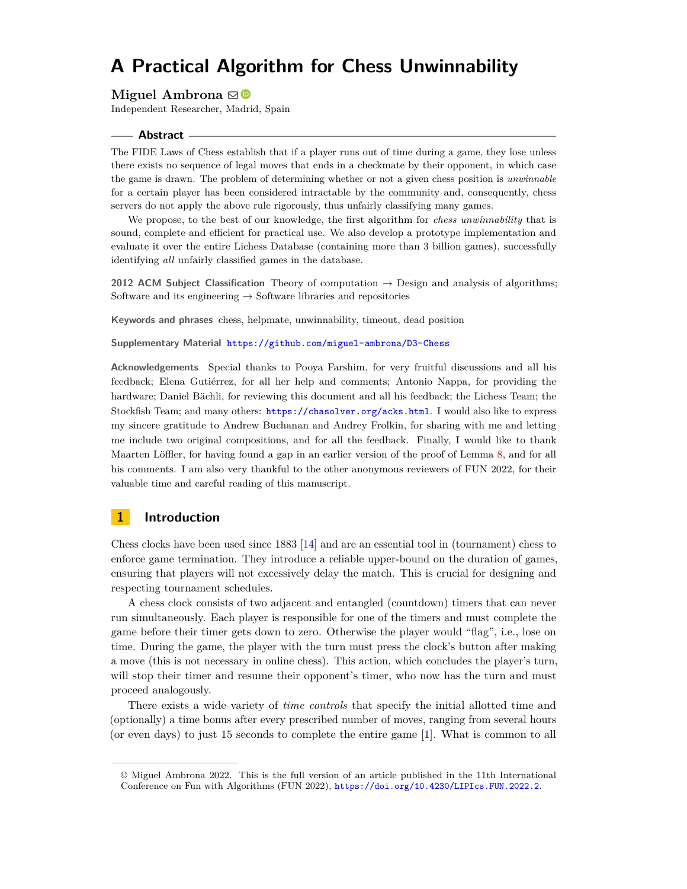# A Practical Algorithm for Chess Unwinnability

**Miguel Ambrona**

Independent Researcher, Madrid, Spain

## Abstract

The FIDE Laws of Chess establish that if a player runs out of time during a game, they lose unless there exists no sequence of legal moves that ends in a checkmate by their opponent, in which case the game is drawn. The problem of determining whether or not a given chess position is *unwinnable* for a certain player has been considered intractable by the community and, consequently, chess servers do not apply the above rule rigorously, thus unfairly classifying many games.

We propose, to the best of our knowledge, the first algorithm for *chess unwinnability* that is sound, complete and efficient for practical use. We also develop a prototype implementation and evaluate it over the entire Lichess Database (containing more than 3 billion games), successfully identifying *all* unfairly classified games in the database.

**2012 ACM Subject Classification** Theory of computation → Design and analysis of algorithms; Software and its engineering → Software libraries and repositories

**Keywords and phrases** chess, helpmate, unwinnability, timeout, dead position

**Supplementary Material** https://github.com/miguel-ambrona/D3-Chess

**Acknowledgements** Special thanks to Pooya Farshim, for very fruitful discussions and all his feedback; Elena Gutiérrez, for all her help and comments; Antonio Nappa, for providing the hardware; Daniel Bächli, for reviewing this document and all his feedback; the Lichess Team; the Stockfish Team; and many others: https://chasolver.org/acks.html. I would also like to express my sincere gratitude to Andrew Buchanan and Andrey Frolkin, for sharing with me and letting me include two original compositions, and for all the feedback. Finally, I would like to thank Maarten Löffler, for having found a gap in an earlier version of the proof of Lemma 8, and for all his comments. I am also very thankful to the other anonymous reviewers of FUN 2022, for their valuable time and careful reading of this manuscript.

## 1 Introduction

Chess clocks have been used since 1883 [14] and are an essential tool in (tournament) chess to enforce game termination. They introduce a reliable upper-bound on the duration of games, ensuring that players will not excessively delay the match. This is crucial for designing and respecting tournament schedules.

A chess clock consists of two adjacent and entangled (countdown) timers that can never run simultaneously. Each player is responsible for one of the timers and must complete the game before their timer gets down to zero. Otherwise the player would "flag", i.e., lose on time. During the game, the player with the turn must press the clock's button after making a move (this is not necessary in online chess). This action, which concludes the player's turn, will stop their timer and resume their opponent's timer, who now has the turn and must proceed analogously.

There exists a wide variety of *time controls* that specify the initial allotted time and (optionally) a time bonus after every prescribed number of moves, ranging from several hours (or even days) to just 15 seconds to complete the entire game [1]. What is common to all

© Miguel Ambrona 2022. This is the full version of an article published in the 11th International Conference on Fun with Algorithms (FUN 2022), https://doi.org/10.4230/LIPIcs.FUN.2022.2.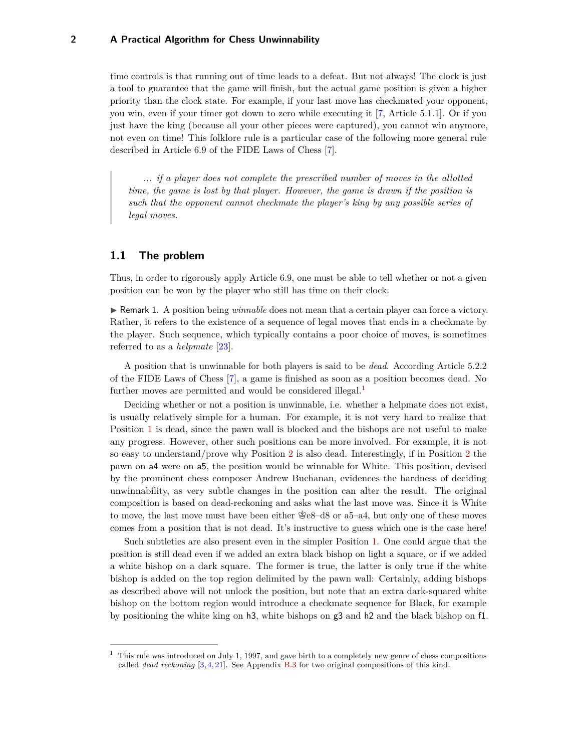time controls is that running out of time leads to a defeat. But not always! The clock is just a tool to guarantee that the game will finish, but the actual game position is given a higher priority than the clock state. For example, if your last move has checkmated your opponent, you win, even if your timer got down to zero while executing it [7, Article 5.1.1]. Or if you just have the king (because all your other pieces were captured), you cannot win anymore, not even on time! This folklore rule is a particular case of the following more general rule described in Article 6.9 of the FIDE Laws of Chess [7].

> *... if a player does not complete the prescribed number of moves in the allotted time, the game is lost by that player. However, the game is drawn if the position is such that the opponent cannot checkmate the player's king by any possible series of legal moves.*

## 1.1 The problem

Thus, in order to rigorously apply Article 6.9, one must be able to tell whether or not a given position can be won by the player who still has time on their clock.

▶ Remark 1. A position being *winnable* does not mean that a certain player can force a victory. Rather, it refers to the existence of a sequence of legal moves that ends in a checkmate by the player. Such sequence, which typically contains a poor choice of moves, is sometimes referred to as a *helpmate* [23].

A position that is unwinnable for both players is said to be *dead*. According Article 5.2.2 of the FIDE Laws of Chess [7], a game is finished as soon as a position becomes dead. No further moves are permitted and would be considered illegal.[1]

Deciding whether or not a position is unwinnable, i.e. whether a helpmate does not exist, is usually relatively simple for a human. For example, it is not very hard to realize that Position 1 is dead, since the pawn wall is blocked and the bishops are not useful to make any progress. However, other such positions can be more involved. For example, it is not so easy to understand/prove why Position 2 is also dead. Interestingly, if in Position 2 the pawn on a4 were on a5, the position would be winnable for White. This position, devised by the prominent chess composer Andrew Buchanan, evidences the hardness of deciding unwinnability, as very subtle changes in the position can alter the result. The original composition is based on dead-reckoning and asks what the last move was. Since it is White to move, the last move must have been either ♚e8–d8 or a5–a4, but only one of these moves comes from a position that is not dead. It's instructive to guess which one is the case here!

Such subtleties are also present even in the simpler Position 1. One could argue that the position is still dead even if we added an extra black bishop on light a square, or if we added a white bishop on a dark square. The former is true, the latter is only true if the white bishop is added on the top region delimited by the pawn wall: Certainly, adding bishops as described above will not unlock the position, but note that an extra dark-squared white bishop on the bottom region would introduce a checkmate sequence for Black, for example by positioning the white king on h3, white bishops on g3 and h2 and the black bishop on f1.

---

[1] This rule was introduced on July 1, 1997, and gave birth to a completely new genre of chess compositions called *dead reckoning* [3, 4, 21]. See Appendix B.3 for two original compositions of this kind.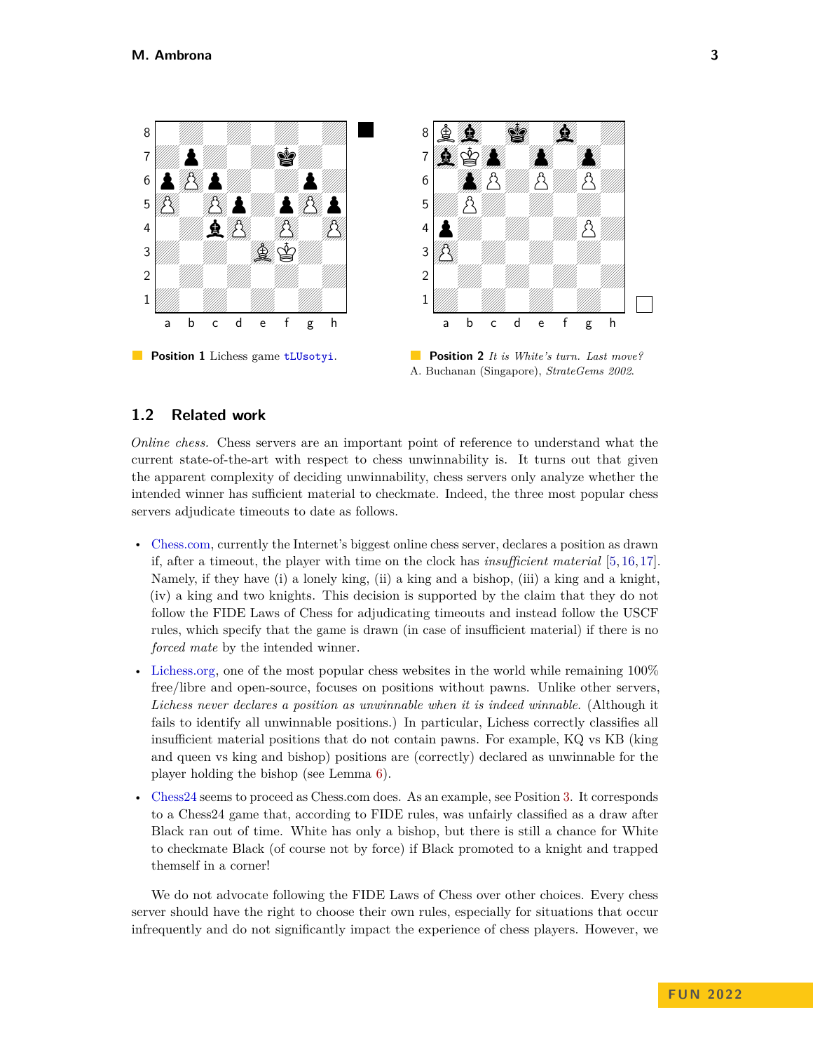**Position 1** Lichess game tLUsotyi.

**Position 2** *It is White's turn. Last move?* A. Buchanan (Singapore), *StrateGems 2002*.

## 1.2 Related work

*Online chess.* Chess servers are an important point of reference to understand what the current state-of-the-art with respect to chess unwinnability is. It turns out that given the apparent complexity of deciding unwinnability, chess servers only analyze whether the intended winner has sufficient material to checkmate. Indeed, the three most popular chess servers adjudicate timeouts to date as follows.

- Chess.com, currently the Internet's biggest online chess server, declares a position as drawn if, after a timeout, the player with time on the clock has *insufficient material* [5, 16, 17]. Namely, if they have (i) a lonely king, (ii) a king and a bishop, (iii) a king and a knight, (iv) a king and two knights. This decision is supported by the claim that they do not follow the FIDE Laws of Chess for adjudicating timeouts and instead follow the USCF rules, which specify that the game is drawn (in case of insufficient material) if there is no *forced mate* by the intended winner.
- Lichess.org, one of the most popular chess websites in the world while remaining 100% free/libre and open-source, focuses on positions without pawns. Unlike other servers, *Lichess never declares a position as unwinnable when it is indeed winnable.* (Although it fails to identify all unwinnable positions.) In particular, Lichess correctly classifies all insufficient material positions that do not contain pawns. For example, KQ vs KB (king and queen vs king and bishop) positions are (correctly) declared as unwinnable for the player holding the bishop (see Lemma 6).
- Chess24 seems to proceed as Chess.com does. As an example, see Position 3. It corresponds to a Chess24 game that, according to FIDE rules, was unfairly classified as a draw after Black ran out of time. White has only a bishop, but there is still a chance for White to checkmate Black (of course not by force) if Black promoted to a knight and trapped themself in a corner!

We do not advocate following the FIDE Laws of Chess over other choices. Every chess server should have the right to choose their own rules, especially for situations that occur infrequently and do not significantly impact the experience of chess players. However, we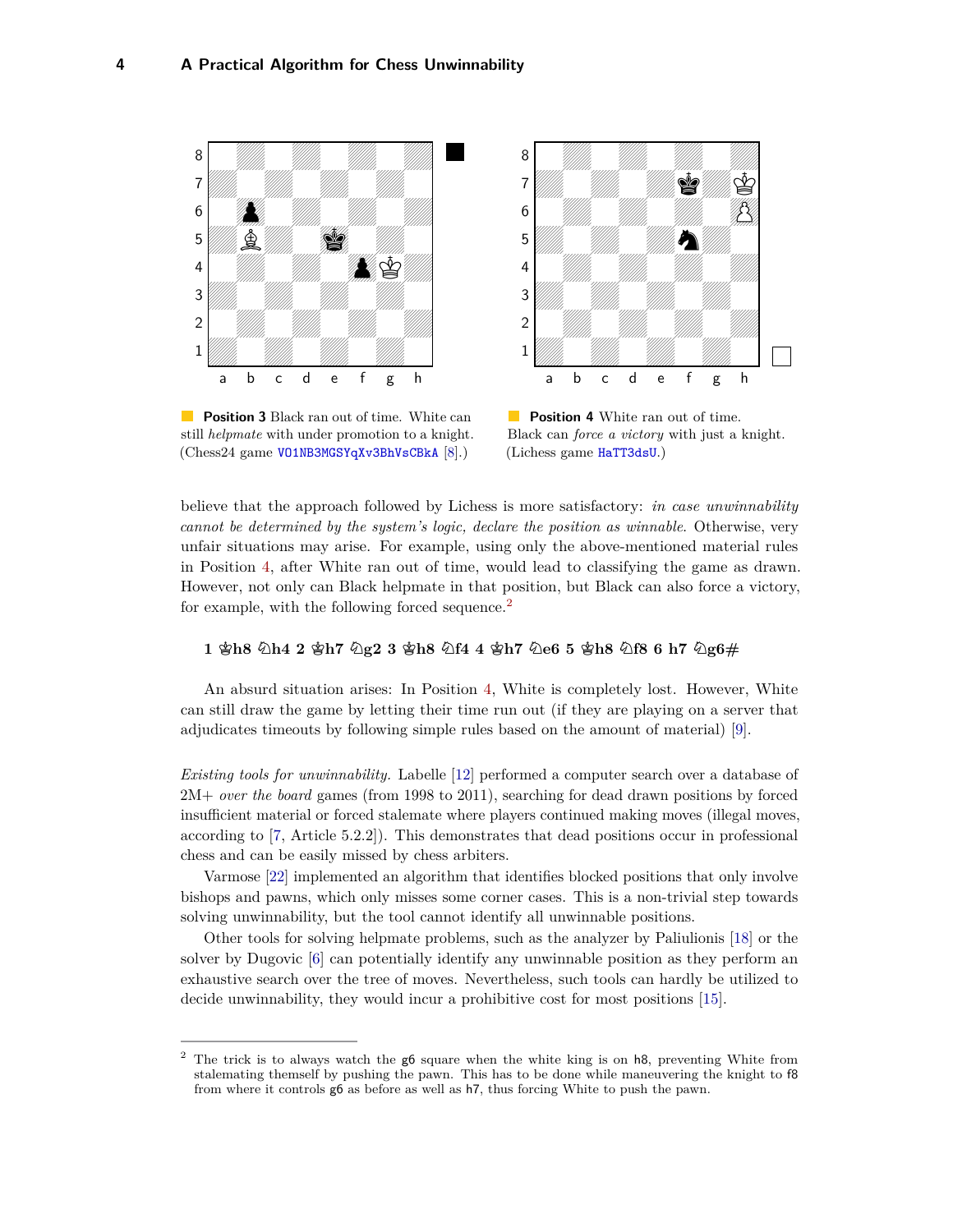**Position 3** Black ran out of time. White can still *helpmate* with under promotion to a knight. (Chess24 game VO1NB3MGSYqXv3BhVsCBkA [8].)

**Position 4** White ran out of time. Black can *force a victory* with just a knight. (Lichess game HaTT3dsU.)

believe that the approach followed by Lichess is more satisfactory: *in case unwinnability cannot be determined by the system's logic, declare the position as winnable.* Otherwise, very unfair situations may arise. For example, using only the above-mentioned material rules in Position 4, after White ran out of time, would lead to classifying the game as drawn. However, not only can Black helpmate in that position, but Black can also force a victory, for example, with the following forced sequence.[2]

**1 ♔h8 ♘h4 2 ♔h7 ♘g2 3 ♔h8 ♘f4 4 ♔h7 ♘e6 5 ♔h8 ♘f8 6 h7 ♘g6#**

An absurd situation arises: In Position 4, White is completely lost. However, White can still draw the game by letting their time run out (if they are playing on a server that adjudicates timeouts by following simple rules based on the amount of material) [9].

*Existing tools for unwinnability.* Labelle [12] performed a computer search over a database of 2M+ *over the board* games (from 1998 to 2011), searching for dead drawn positions by forced insufficient material or forced stalemate where players continued making moves (illegal moves, according to [7, Article 5.2.2]). This demonstrates that dead positions occur in professional chess and can be easily missed by chess arbiters.

Varmose [22] implemented an algorithm that identifies blocked positions that only involve bishops and pawns, which only misses some corner cases. This is a non-trivial step towards solving unwinnability, but the tool cannot identify all unwinnable positions.

Other tools for solving helpmate problems, such as the analyzer by Paliulionis [18] or the solver by Dugovic [6] can potentially identify any unwinnable position as they perform an exhaustive search over the tree of moves. Nevertheless, such tools can hardly be utilized to decide unwinnability, they would incur a prohibitive cost for most positions [15].

---

[2] The trick is to always watch the g6 square when the white king is on h8, preventing White from stalemating themself by pushing the pawn. This has to be done while maneuvering the knight to f8 from where it controls g6 as before as well as h7, thus forcing White to push the pawn.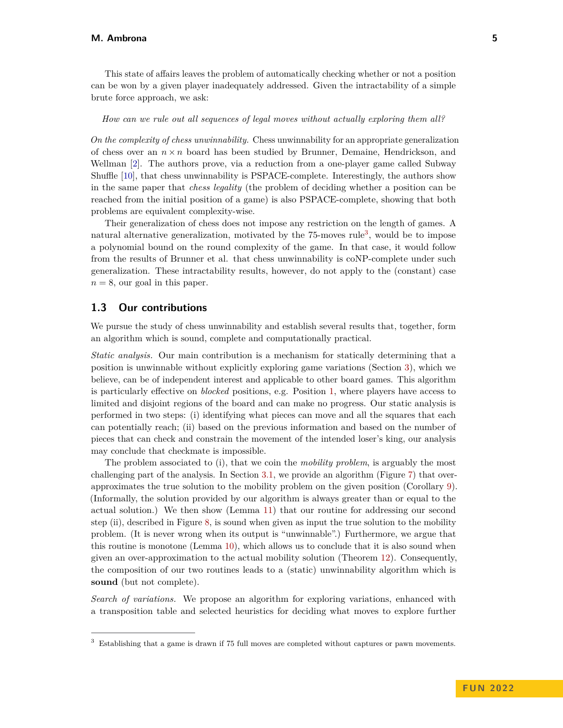This state of affairs leaves the problem of automatically checking whether or not a position can be won by a given player inadequately addressed. Given the intractability of a simple brute force approach, we ask:

*How can we rule out all sequences of legal moves without actually exploring them all?*

*On the complexity of chess unwinnability.* Chess unwinnability for an appropriate generalization of chess over an $n \times n$ board has been studied by Brunner, Demaine, Hendrickson, and Wellman [2]. The authors prove, via a reduction from a one-player game called Subway Shuffle [10], that chess unwinnability is PSPACE-complete. Interestingly, the authors show in the same paper that *chess legality* (the problem of deciding whether a position can be reached from the initial position of a game) is also PSPACE-complete, showing that both problems are equivalent complexity-wise.

Their generalization of chess does not impose any restriction on the length of games. A natural alternative generalization, motivated by the 75-moves rule[3], would be to impose a polynomial bound on the round complexity of the game. In that case, it would follow from the results of Brunner et al. that chess unwinnability is coNP-complete under such generalization. These intractability results, however, do not apply to the (constant) case $n = 8$, our goal in this paper.

## 1.3 Our contributions

We pursue the study of chess unwinnability and establish several results that, together, form an algorithm which is sound, complete and computationally practical.

*Static analysis.* Our main contribution is a mechanism for statically determining that a position is unwinnable without explicitly exploring game variations (Section 3), which we believe, can be of independent interest and applicable to other board games. This algorithm is particularly effective on *blocked* positions, e.g. Position 1, where players have access to limited and disjoint regions of the board and can make no progress. Our static analysis is performed in two steps: (i) identifying what pieces can move and all the squares that each can potentially reach; (ii) based on the previous information and based on the number of pieces that can check and constrain the movement of the intended loser's king, our analysis may conclude that checkmate is impossible.

The problem associated to (i), that we coin the *mobility problem*, is arguably the most challenging part of the analysis. In Section 3.1, we provide an algorithm (Figure 7) that over-approximates the true solution to the mobility problem on the given position (Corollary 9). (Informally, the solution provided by our algorithm is always greater than or equal to the actual solution.) We then show (Lemma 11) that our routine for addressing our second step (ii), described in Figure 8, is sound when given as input the true solution to the mobility problem. (It is never wrong when its output is "unwinnable".) Furthermore, we argue that this routine is monotone (Lemma 10), which allows us to conclude that it is also sound when given an over-approximation to the actual mobility solution (Theorem 12). Consequently, the composition of our two routines leads to a (static) unwinnability algorithm which is **sound** (but not complete).

*Search of variations.* We propose an algorithm for exploring variations, enhanced with a transposition table and selected heuristics for deciding what moves to explore further

---

[3] Establishing that a game is drawn if 75 full moves are completed without captures or pawn movements.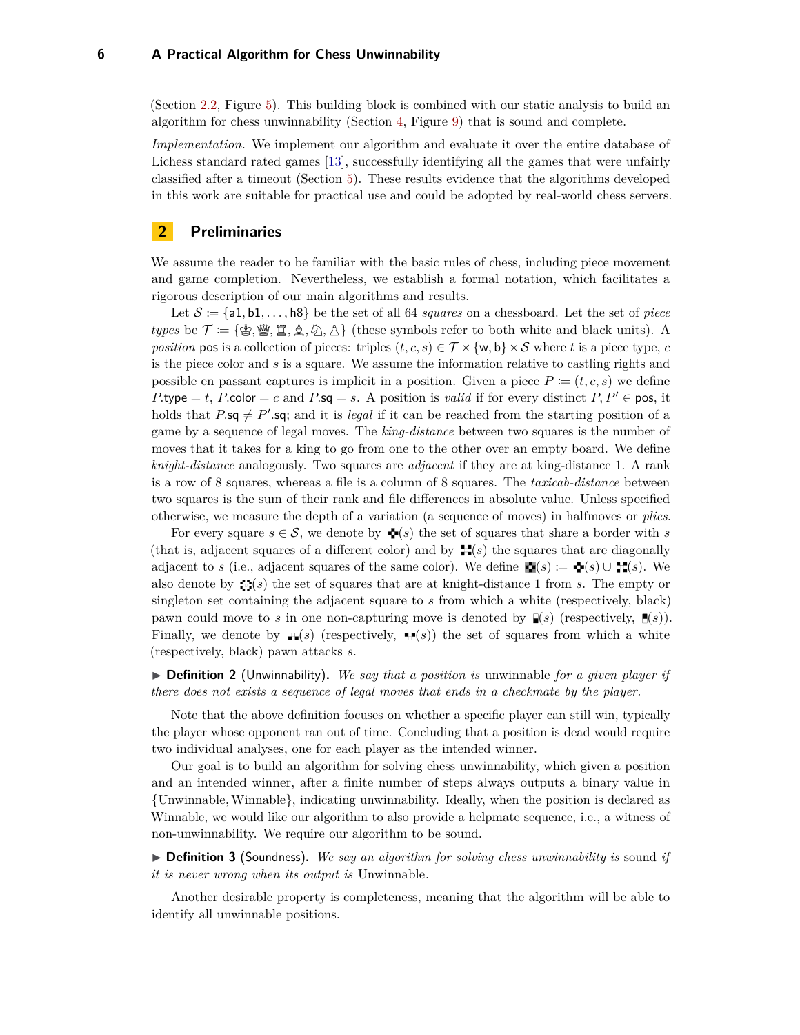(Section 2.2, Figure 5). This building block is combined with our static analysis to build an algorithm for chess unwinnability (Section 4, Figure 9) that is sound and complete.

*Implementation.* We implement our algorithm and evaluate it over the entire database of Lichess standard rated games [13], successfully identifying all the games that were unfairly classified after a timeout (Section 5). These results evidence that the algorithms developed in this work are suitable for practical use and could be adopted by real-world chess servers.

## 2 Preliminaries

We assume the reader to be familiar with the basic rules of chess, including piece movement and game completion. Nevertheless, we establish a formal notation, which facilitates a rigorous description of our main algorithms and results.

Let $\mathcal{S} \coloneqq \{\mathsf{a1}, \mathsf{b1}, \ldots, \mathsf{h8}\}$ be the set of all 64 *squares* on a chessboard. Let the set of *piece types* be $\mathcal{T} \coloneqq \{$♔, ♕, ♖, ♗, ♘, ♙$\}$ (these symbols refer to both white and black units). A *position* pos is a collection of pieces: triples $(t, c, s) \in \mathcal{T} \times \{\mathsf{w}, \mathsf{b}\} \times \mathcal{S}$ where $t$ is a piece type, $c$ is the piece color and $s$ is a square. We assume the information relative to castling rights and possible en passant captures is implicit in a position. Given a piece $P \coloneqq (t, c, s)$ we define $P.\mathsf{type} = t$, $P.\mathsf{color} = c$ and $P.\mathsf{sq} = s$. A position is *valid* if for every distinct $P, P' \in \mathsf{pos}$, it holds that $P.\mathsf{sq} \neq P'.\mathsf{sq}$; and it is *legal* if it can be reached from the starting position of a game by a sequence of legal moves. The *king-distance* between two squares is the number of moves that it takes for a king to go from one to the other over an empty board. We define *knight-distance* analogously. Two squares are *adjacent* if they are at king-distance 1. A rank is a row of 8 squares, whereas a file is a column of 8 squares. The *taxicab-distance* between two squares is the sum of their rank and file differences in absolute value. Unless specified otherwise, we measure the depth of a variation (a sequence of moves) in halfmoves or *plies*.

For every square $s \in \mathcal{S}$, we denote by ✚$(s)$ the set of squares that share a border with $s$ (that is, adjacent squares of a different color) and by ⁘$(s)$ the squares that are diagonally adjacent to $s$ (i.e., adjacent squares of the same color). We define ▣$(s) \coloneqq$ ✚$(s) \cup$ ⁘$(s)$. We also denote by ⛶$(s)$ the set of squares that are at knight-distance 1 from $s$. The empty or singleton set containing the adjacent square to $s$ from which a white (respectively, black) pawn could move to $s$ in one non-capturing move is denoted by ▖$(s)$ (respectively, ▘$(s)$). Finally, we denote by ▗▖$(s)$ (respectively, ▝▘$(s)$) the set of squares from which a white (respectively, black) pawn attacks $s$.

▶ **Definition 2** (Unwinnability). *We say that a position is* unwinnable *for a given player if there does not exist a sequence of legal moves that ends in a checkmate by the player.*

Note that the above definition focuses on whether a specific player can still win, typically the player whose opponent ran out of time. Concluding that a position is dead would require two individual analyses, one for each player as the intended winner.

Our goal is to build an algorithm for solving chess unwinnability, which given a position and an intended winner, after a finite number of steps always outputs a binary value in $\{\text{Unwinnable}, \text{Winnable}\}$, indicating unwinnability. Ideally, when the position is declared as Winnable, we would like our algorithm to also provide a helpmate sequence, i.e., a witness of non-unwinnability. We require our algorithm to be sound.

▶ **Definition 3** (Soundness). *We say an algorithm for solving chess unwinnability is* sound *if it is never wrong when its output is* Unwinnable*.*

Another desirable property is completeness, meaning that the algorithm will be able to identify all unwinnable positions.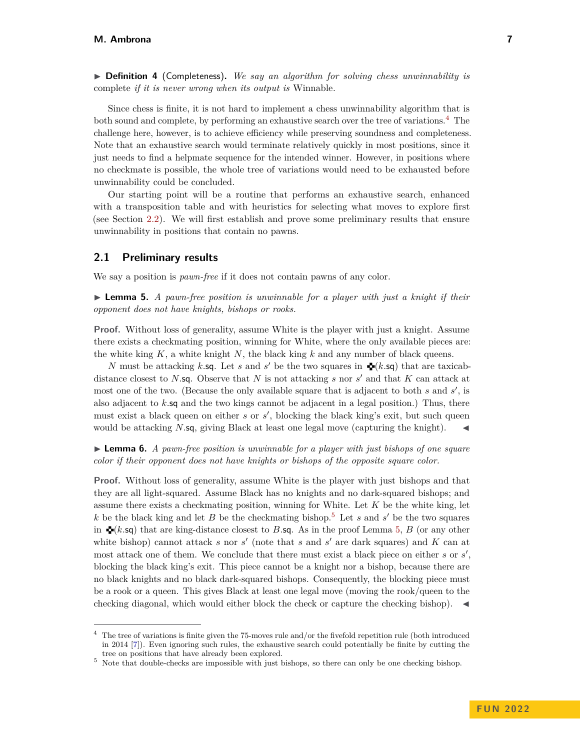▶ **Definition 4** (Completeness)**.** *We say an algorithm for solving chess unwinnability is* complete *if it is never wrong when its output is* Winnable*.*

Since chess is finite, it is not hard to implement a chess unwinnability algorithm that is both sound and complete, by performing an exhaustive search over the tree of variations.[4] The challenge here, however, is to achieve efficiency while preserving soundness and completeness. Note that an exhaustive search would terminate relatively quickly in most positions, since it just needs to find a helpmate sequence for the intended winner. However, in positions where no checkmate is possible, the whole tree of variations would need to be exhausted before unwinnability could be concluded.

Our starting point will be a routine that performs an exhaustive search, enhanced with a transposition table and with heuristics for selecting what moves to explore first (see Section 2.2). We will first establish and prove some preliminary results that ensure unwinnability in positions that contain no pawns.

## 2.1 Preliminary results

We say a position is *pawn-free* if it does not contain pawns of any color.

▶ **Lemma 5.** *A pawn-free position is unwinnable for a player with just a knight if their opponent does not have knights, bishops or rooks.*

**Proof.** Without loss of generality, assume White is the player with just a knight. Assume there exists a checkmating position, winning for White, where the only available pieces are: the white king $K$, a white knight $N$, the black king $k$ and any number of black queens.

$N$ must be attacking $k.\mathsf{sq}$. Let $s$ and $s'$ be the two squares in ✥$(k.\mathsf{sq})$ that are taxicab-distance closest to $N.\mathsf{sq}$. Observe that $N$ is not attacking $s$ nor $s'$ and that $K$ can attack at most one of the two. (Because the only available square that is adjacent to both $s$ and $s'$, is also adjacent to $k.\mathsf{sq}$ and the two kings cannot be adjacent in a legal position.) Thus, there must exist a black queen on either $s$ or $s'$, blocking the black king's exit, but such queen would be attacking $N.\mathsf{sq}$, giving Black at least one legal move (capturing the knight). ◀

▶ **Lemma 6.** *A pawn-free position is unwinnable for a player with just bishops of one square color if their opponent does not have knights or bishops of the opposite square color.*

**Proof.** Without loss of generality, assume White is the player with just bishops and that they are all light-squared. Assume Black has no knights and no dark-squared bishops; and assume there exists a checkmating position, winning for White. Let $K$ be the white king, let $k$ be the black king and let $B$ be the checkmating bishop.[5] Let $s$ and $s'$ be the two squares in ✥$(k.\mathsf{sq})$ that are king-distance closest to $B.\mathsf{sq}$. As in the proof Lemma 5, $B$ (or any other white bishop) cannot attack $s$ nor $s'$ (note that $s$ and $s'$ are dark squares) and $K$ can at most attack one of them. We conclude that there must exist a black piece on either $s$ or $s'$, blocking the black king's exit. This piece cannot be a knight nor a bishop, because there are no black knights and no black dark-squared bishops. Consequently, the blocking piece must be a rook or a queen. This gives Black at least one legal move (moving the rook/queen to the checking diagonal, which would either block the check or capture the checking bishop). ◀

---

[4] The tree of variations is finite given the 75-moves rule and/or the fivefold repetition rule (both introduced in 2014 [7]). Even ignoring such rules, the exhaustive search could potentially be finite by cutting the tree on positions that have already been explored.

[5] Note that double-checks are impossible with just bishops, so there can only be one checking bishop.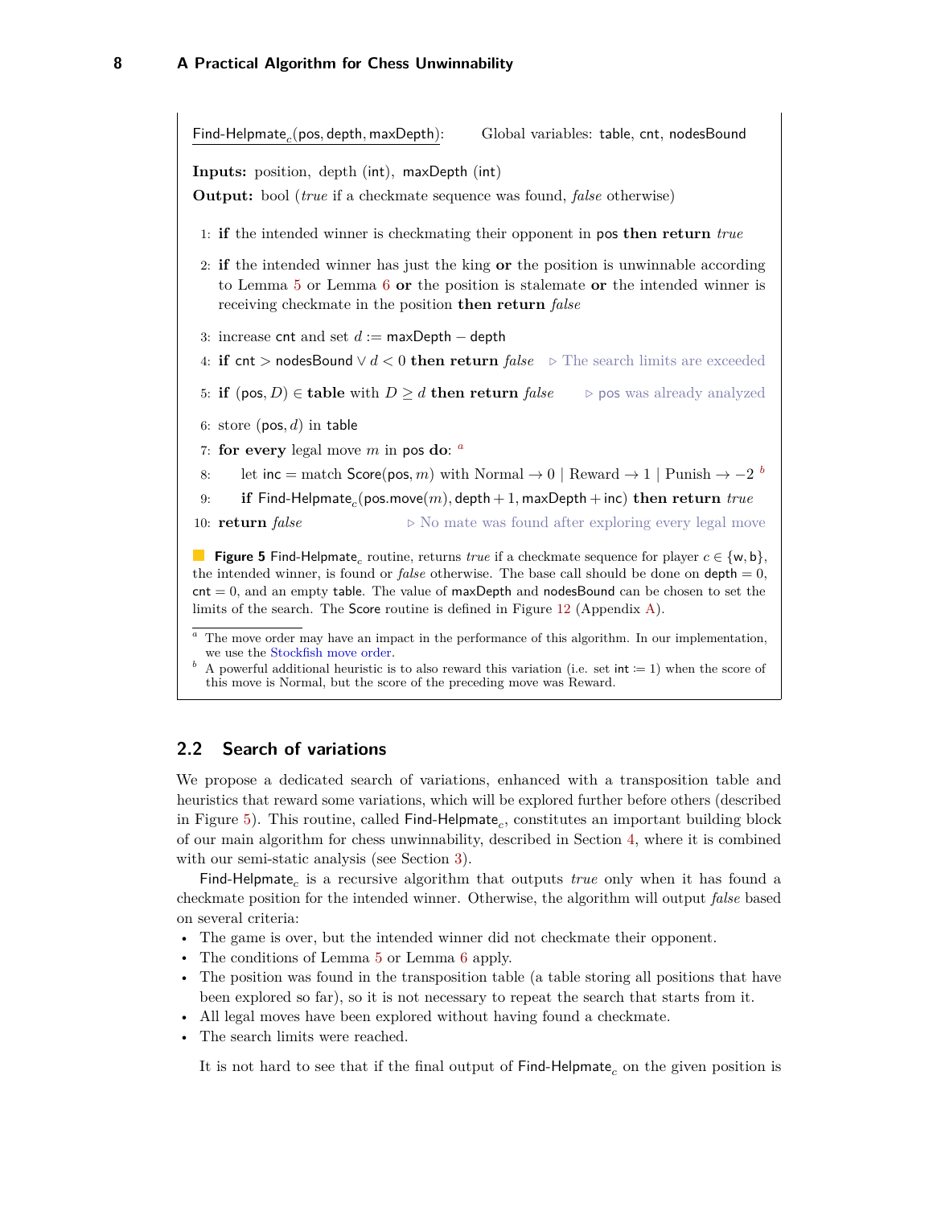Find-Helpmate$_c$(pos, depth, maxDepth): Global variables: table, cnt, nodesBound

**Inputs:** position, depth (int), maxDepth (int)

**Output:** bool (*true* if a checkmate sequence was found, *false* otherwise)

```
1: if the intended winner is checkmating their opponent in pos then return true
2: if the intended winner has just the king or the position is unwinnable according
   to Lemma 5 or Lemma 6 or the position is stalemate or the intended winner is
   receiving checkmate in the position then return false
3: increase cnt and set d := maxDepth − depth
4: if cnt > nodesBound ∨ d < 0 then return false    ▷ The search limits are exceeded
5: if (pos, D) ∈ table with D ≥ d then return false    ▷ pos was already analyzed
6: store (pos, d) in table
7: for every legal move m in pos do: [a]
8:     let inc = match Score(pos, m) with Normal → 0 | Reward → 1 | Punish → −2 [b]
9:     if Find-Helpmate_c(pos.move(m), depth + 1, maxDepth + inc) then return true
10: return false    ▷ No mate was found after exploring every legal move
```

**Figure 5** Find-Helpmate$_c$ routine, returns *true* if a checkmate sequence for player $c \in \{w, b\}$, the intended winner, is found or *false* otherwise. The base call should be done on depth $= 0$, cnt $= 0$, and an empty table. The value of maxDepth and nodesBound can be chosen to set the limits of the search. The Score routine is defined in Figure 12 (Appendix A).

[a] The move order may have an impact in the performance of this algorithm. In our implementation, we use the Stockfish move order.

[b] A powerful additional heuristic is to also reward this variation (i.e. set int $:= 1$) when the score of this move is Normal, but the score of the preceding move was Reward.

## 2.2 Search of variations

We propose a dedicated search of variations, enhanced with a transposition table and heuristics that reward some variations, which will be explored further before others (described in Figure 5). This routine, called Find-Helpmate$_c$, constitutes an important building block of our main algorithm for chess unwinnability, described in Section 4, where it is combined with our semi-static analysis (see Section 3).

Find-Helpmate$_c$ is a recursive algorithm that outputs *true* only when it has found a checkmate position for the intended winner. Otherwise, the algorithm will output *false* based on several criteria:

- The game is over, but the intended winner did not checkmate their opponent.
- The conditions of Lemma 5 or Lemma 6 apply.
- The position was found in the transposition table (a table storing all positions that have been explored so far), so it is not necessary to repeat the search that starts from it.
- All legal moves have been explored without having found a checkmate.
- The search limits were reached.

It is not hard to see that if the final output of Find-Helpmate$_c$ on the given position is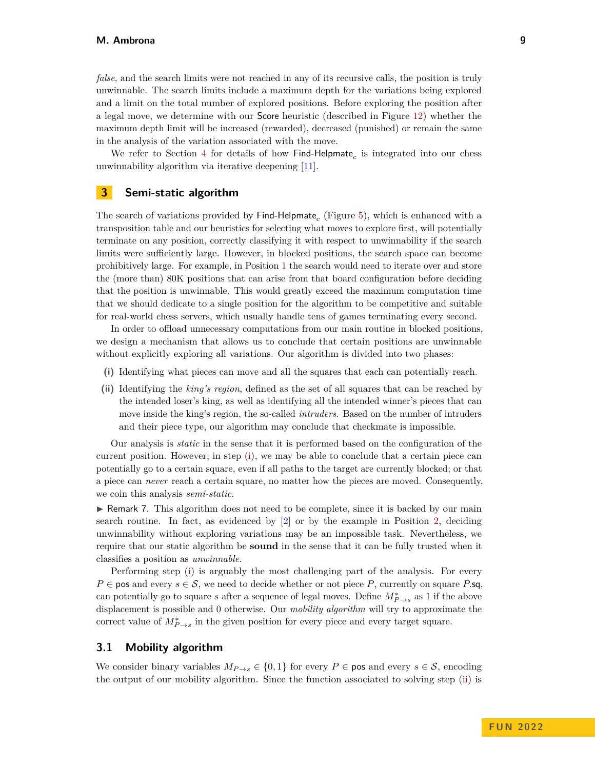*false*, and the search limits were not reached in any of its recursive calls, the position is truly unwinnable. The search limits include a maximum depth for the variations being explored and a limit on the total number of explored positions. Before exploring the position after a legal move, we determine with our Score heuristic (described in Figure 12) whether the maximum depth limit will be increased (rewarded), decreased (punished) or remain the same in the analysis of the variation associated with the move.

We refer to Section 4 for details of how $\mathsf{Find\text{-}Helpmate}_c$ is integrated into our chess unwinnability algorithm via iterative deepening [11].

## 3 Semi-static algorithm

The search of variations provided by $\mathsf{Find\text{-}Helpmate}_c$ (Figure 5), which is enhanced with a transposition table and our heuristics for selecting what moves to explore first, will potentially terminate on any position, correctly classifying it with respect to unwinnability if the search limits were sufficiently large. However, in blocked positions, the search space can become prohibitively large. For example, in Position 1 the search would need to iterate over and store the (more than) 80K positions that can arise from that board configuration before deciding that the position is unwinnable. This would greatly exceed the maximum computation time that we should dedicate to a single position for the algorithm to be competitive and suitable for real-world chess servers, which usually handle tens of games terminating every second.

In order to offload unnecessary computations from our main routine in blocked positions, we design a mechanism that allows us to conclude that certain positions are unwinnable without explicitly exploring all variations. Our algorithm is divided into two phases:

**(i)** Identifying what pieces can move and all the squares that each can potentially reach.

**(ii)** Identifying the *king's region*, defined as the set of all squares that can be reached by the intended loser's king, as well as identifying all the intended winner's pieces that can move inside the king's region, the so-called *intruders*. Based on the number of intruders and their piece type, our algorithm may conclude that checkmate is impossible.

Our analysis is *static* in the sense that it is performed based on the configuration of the current position. However, in step (i), we may be able to conclude that a certain piece can potentially go to a certain square, even if all paths to the target are currently blocked; or that a piece can *never* reach a certain square, no matter how the pieces are moved. Consequently, we coin this analysis *semi-static*.

► Remark 7. This algorithm does not need to be complete, since it is backed by our main search routine. In fact, as evidenced by [2] or by the example in Position 2, deciding unwinnability without exploring variations may be an impossible task. Nevertheless, we require that our static algorithm be **sound** in the sense that it can be fully trusted when it classifies a position as *unwinnable*.

Performing step (i) is arguably the most challenging part of the analysis. For every $P \in \mathsf{pos}$ and every $s \in \mathcal{S}$, we need to decide whether or not piece $P$, currently on square $P.\mathsf{sq}$, can potentially go to square $s$ after a sequence of legal moves. Define $M^*_{P\to s}$ as 1 if the above displacement is possible and 0 otherwise. Our *mobility algorithm* will try to approximate the correct value of $M^*_{P\to s}$ in the given position for every piece and every target square.

### 3.1 Mobility algorithm

We consider binary variables $M_{P\to s} \in \{0, 1\}$ for every $P \in \mathsf{pos}$ and every $s \in \mathcal{S}$, encoding the output of our mobility algorithm. Since the function associated to solving step (ii) is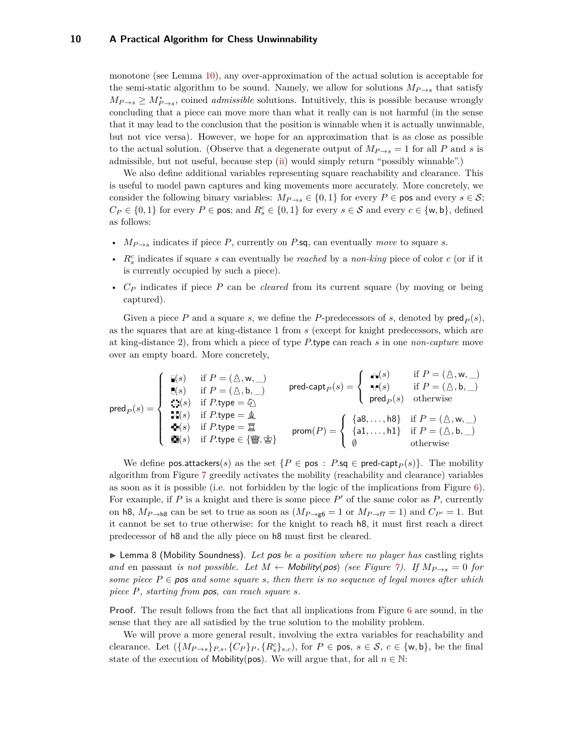monotone (see Lemma 10), any over-approximation of the actual solution is acceptable for the semi-static algorithm to be sound. Namely, we allow for solutions $M_{P\to s}$ that satisfy $M_{P\to s} \geq M^*_{P\to s}$, coined *admissible* solutions. Intuitively, this is possible because wrongly concluding that a piece can move more than what it really can is not harmful (in the sense that it may lead to the conclusion that the position is winnable when it is actually unwinnable, but not vice versa). However, we hope for an approximation that is as close as possible to the actual solution. (Observe that a degenerate output of $M_{P\to s} = 1$ for all $P$ and $s$ is admissible, but not useful, because step (ii) would simply return "possibly winnable".)

We also define additional variables representing square reachability and clearance. This is useful to model pawn captures and king movements more accurately. More concretely, we consider the following binary variables: $M_{P\to s} \in \{0,1\}$ for every $P \in \mathsf{pos}$ and every $s \in \mathcal{S}$; $C_P \in \{0,1\}$ for every $P \in \mathsf{pos}$; and $R^c_s \in \{0,1\}$ for every $s \in \mathcal{S}$ and every $c \in \{\mathsf{w},\mathsf{b}\}$, defined as follows:

- $M_{P\to s}$ indicates if piece $P$, currently on $P.\mathsf{sq}$, can eventually *move* to square $s$.
- $R^c_s$ indicates if square $s$ can eventually be *reached* by a *non-king* piece of color $c$ (or if it is currently occupied by such a piece).
- $C_P$ indicates if piece $P$ can be *cleared* from its current square (by moving or being captured).

Given a piece $P$ and a square $s$, we define the $P$-predecessors of $s$, denoted by $\mathsf{pred}_P(s)$, as the squares that are at king-distance 1 from $s$ (except for knight predecessors, which are at king-distance 2), from which a piece of type $P.\mathsf{type}$ can reach $s$ in one *non-capture* move over an empty board. More concretely,

$$\mathsf{pred}_P(s) = \begin{cases} ▖(s) & \text{if } P = (♙,\mathsf{w},\_) \\ ▘(s) & \text{if } P = (♙,\mathsf{b},\_) \\ ⛶(s) & \text{if } P.\mathsf{type} = ♘ \\ ⁜(s) & \text{if } P.\mathsf{type} = ♗ \\ ✜(s) & \text{if } P.\mathsf{type} = ♖ \\ ▣(s) & \text{if } P.\mathsf{type} \in \{♕,♔\} \end{cases} \qquad \mathsf{pred\text{-}capt}_P(s) = \begin{cases} ▗▖(s) & \text{if } P = (♙,\mathsf{w},\_) \\ ▝▘(s) & \text{if } P = (♙,\mathsf{b},\_) \\ \mathsf{pred}_P(s) & \text{otherwise} \end{cases}$$

$$\mathsf{prom}(P) = \begin{cases} \{\mathsf{a8},\ldots,\mathsf{h8}\} & \text{if } P = (♙,\mathsf{w},\_) \\ \{\mathsf{a1},\ldots,\mathsf{h1}\} & \text{if } P = (♙,\mathsf{b},\_) \\ \emptyset & \text{otherwise} \end{cases}$$

We define $\mathsf{pos.attackers}(s)$ as the set $\{P \in \mathsf{pos} \;:\; P.\mathsf{sq} \in \mathsf{pred\text{-}capt}_P(s)\}$. The mobility algorithm from Figure 7 greedily activates the mobility (reachability and clearance) variables as soon as it is possible (i.e. not forbidden by the logic of the implications from Figure 6). For example, if $P$ is a knight and there is some piece $P'$ of the same color as $P$, currently on h8, $M_{P\to \mathsf{h8}}$ can be set to true as soon as ($M_{P\to\mathsf{g6}} = 1$ or $M_{P\to\mathsf{f7}} = 1$) and $C_{P'} = 1$. But it cannot be set to true otherwise: for the knight to reach h8, it must first reach a direct predecessor of h8 and the ally piece on h8 must first be cleared.

► Lemma 8 (Mobility Soundness). *Let pos be a position where no player has* castling rights *and* en passant *is not possible. Let $M \leftarrow$ Mobility(pos) (see Figure 7). If $M_{P\to s} = 0$ for some piece $P \in$ pos and some square $s$, then there is no sequence of legal moves after which piece $P$, starting from pos, can reach square $s$.*

**Proof.** The result follows from the fact that all implications from Figure 6 are sound, in the sense that they are all satisfied by the true solution to the mobility problem.

We will prove a more general result, involving the extra variables for reachability and clearance. Let $(\{M_{P\to s}\}_{P,s}, \{C_P\}_P, \{R^c_s\}_{s,c})$, for $P \in \mathsf{pos}$, $s \in \mathcal{S}$, $c \in \{\mathsf{w},\mathsf{b}\}$, be the final state of the execution of Mobility(pos). We will argue that, for all $n \in \mathbb{N}$: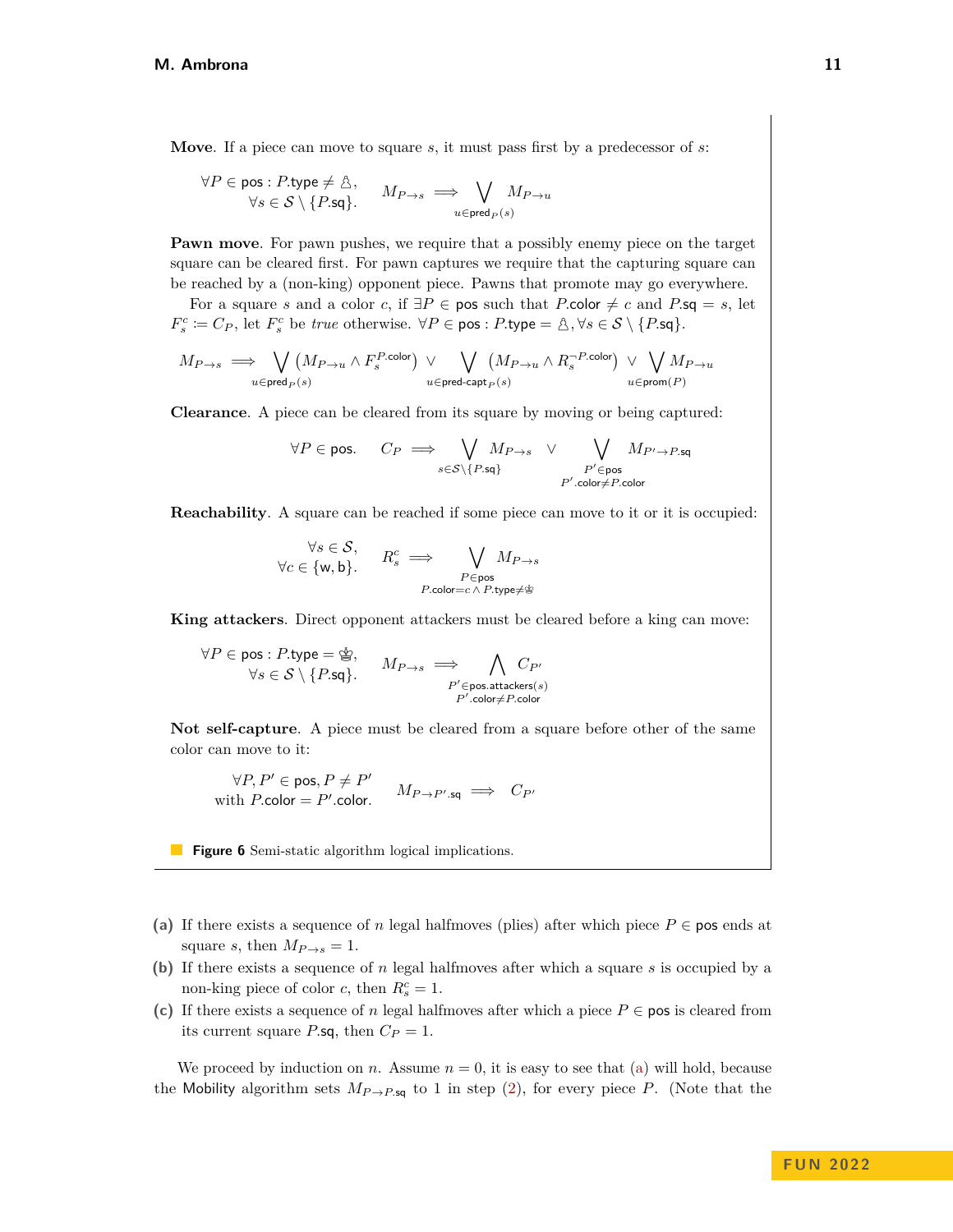**Move**. If a piece can move to square $s$, it must pass first by a predecessor of $s$:

$$\forall P \in \mathsf{pos} : P.\mathsf{type} \neq ♙,\ \forall s \in \mathcal{S} \setminus \{P.\mathsf{sq}\}. \qquad M_{P \to s} \implies \bigvee_{u \in \mathsf{pred}_P(s)} M_{P \to u}$$

**Pawn move**. For pawn pushes, we require that a possibly enemy piece on the target square can be cleared first. For pawn captures we require that the capturing square can be reached by a (non-king) opponent piece. Pawns that promote may go everywhere.

For a square $s$ and a color $c$, if $\exists P \in \mathsf{pos}$ such that $P.\mathsf{color} \neq c$ and $P.\mathsf{sq} = s$, let $F_s^c \coloneqq C_P$, let $F_s^c$ be *true* otherwise. $\forall P \in \mathsf{pos} : P.\mathsf{type} = ♙, \forall s \in \mathcal{S} \setminus \{P.\mathsf{sq}\}$.

$$M_{P \to s} \implies \bigvee_{u \in \mathsf{pred}_P(s)} \left(M_{P \to u} \wedge F_s^{P.\mathsf{color}}\right) \vee \bigvee_{u \in \mathsf{pred\text{-}capt}_P(s)} \left(M_{P \to u} \wedge R_s^{\neg P.\mathsf{color}}\right) \vee \bigvee_{u \in \mathsf{prom}(P)} M_{P \to u}$$

**Clearance**. A piece can be cleared from its square by moving or being captured:

$$\forall P \in \mathsf{pos}. \qquad C_P \implies \bigvee_{s \in \mathcal{S} \setminus \{P.\mathsf{sq}\}} M_{P \to s} \quad \vee \bigvee_{\substack{P' \in \mathsf{pos} \\ P'.\mathsf{color} \neq P.\mathsf{color}}} M_{P' \to P.\mathsf{sq}}$$

**Reachability**. A square can be reached if some piece can move to it or it is occupied:

$$\forall s \in \mathcal{S},\ \forall c \in \{\mathsf{w}, \mathsf{b}\}. \qquad R_s^c \implies \bigvee_{\substack{P \in \mathsf{pos} \\ P.\mathsf{color} = c \,\wedge\, P.\mathsf{type} \neq ♚}} M_{P \to s}$$

**King attackers**. Direct opponent attackers must be cleared before a king can move:

$$\forall P \in \mathsf{pos} : P.\mathsf{type} = ♚,\ \forall s \in \mathcal{S} \setminus \{P.\mathsf{sq}\}. \qquad M_{P \to s} \implies \bigwedge_{\substack{P' \in \mathsf{pos.attackers}(s) \\ P'.\mathsf{color} \neq P.\mathsf{color}}} C_{P'}$$

**Not self-capture**. A piece must be cleared from a square before other of the same color can move to it:

$$\forall P, P' \in \mathsf{pos}, P \neq P' \text{ with } P.\mathsf{color} = P'.\mathsf{color}. \qquad M_{P \to P'.\mathsf{sq}} \implies C_{P'}$$

**Figure 6** Semi-static algorithm logical implications.

**(a)** If there exists a sequence of $n$ legal halfmoves (plies) after which piece $P \in \mathsf{pos}$ ends at square $s$, then $M_{P \to s} = 1$.

**(b)** If there exists a sequence of $n$ legal halfmoves after which a square $s$ is occupied by a non-king piece of color $c$, then $R_s^c = 1$.

**(c)** If there exists a sequence of $n$ legal halfmoves after which a piece $P \in \mathsf{pos}$ is cleared from its current square $P.\mathsf{sq}$, then $C_P = 1$.

We proceed by induction on $n$. Assume $n = 0$, it is easy to see that (a) will hold, because the Mobility algorithm sets $M_{P \to P.\mathsf{sq}}$ to 1 in step (2), for every piece $P$. (Note that the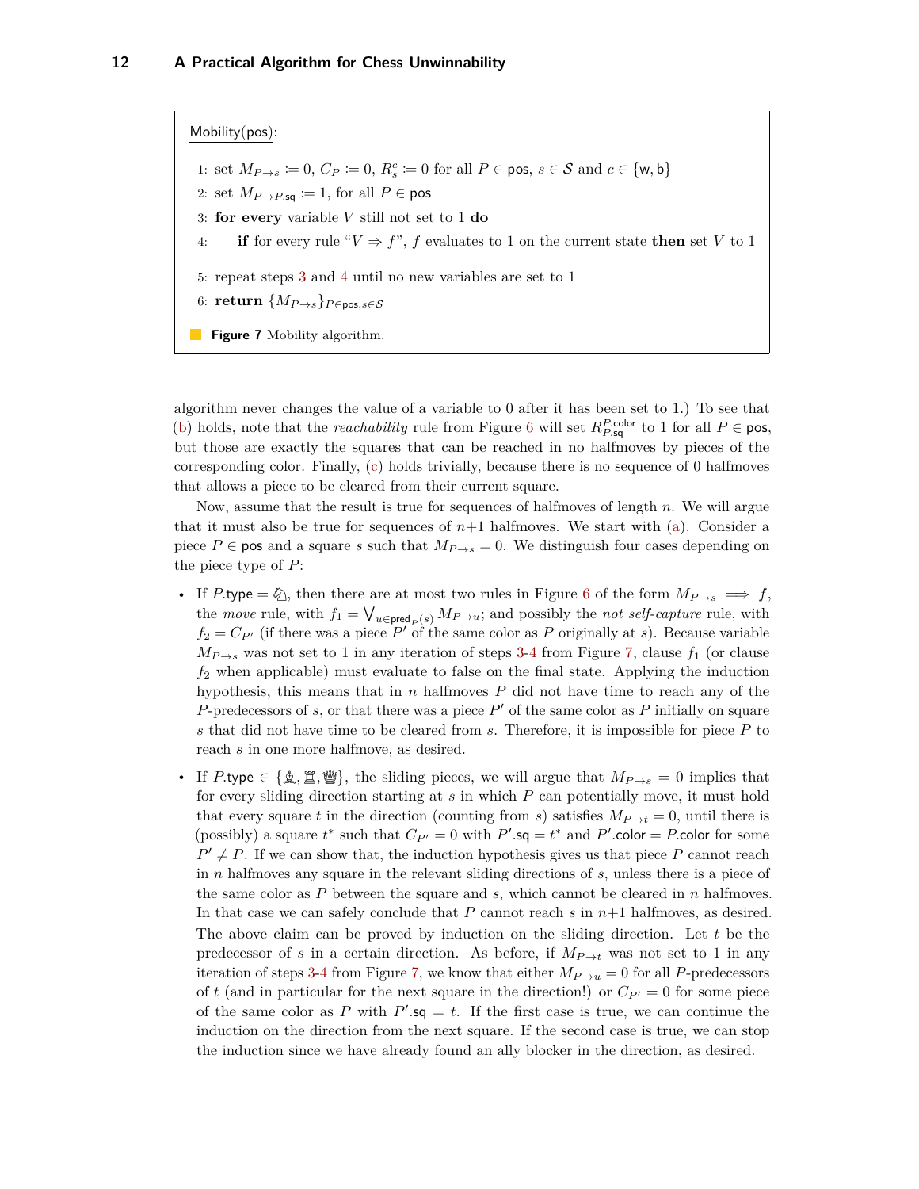Mobility(pos):

1: set $M_{P \to s} := 0$, $C_P := 0$, $R^c_s := 0$ for all $P \in \mathsf{pos}$, $s \in \mathcal{S}$ and $c \in \{\mathsf{w}, \mathsf{b}\}$
2: set $M_{P \to P.\mathsf{sq}} := 1$, for all $P \in \mathsf{pos}$
3: **for every** variable $V$ still not set to 1 **do**
4: **if** for every rule "$V \Rightarrow f$", $f$ evaluates to 1 on the current state **then** set $V$ to 1
5: repeat steps 3 and 4 until no new variables are set to 1
6: **return** $\{M_{P \to s}\}_{P \in \mathsf{pos}, s \in \mathcal{S}}$

**Figure 7** Mobility algorithm.

algorithm never changes the value of a variable to 0 after it has been set to 1.) To see that (b) holds, note that the *reachability* rule from Figure 6 will set $R^{P.\mathsf{color}}_{P.\mathsf{sq}}$ to 1 for all $P \in \mathsf{pos}$, but those are exactly the squares that can be reached in no halfmoves by pieces of the corresponding color. Finally, (c) holds trivially, because there is no sequence of 0 halfmoves that allows a piece to be cleared from their current square.

Now, assume that the result is true for sequences of halfmoves of length $n$. We will argue that it must also be true for sequences of $n+1$ halfmoves. We start with (a). Consider a piece $P \in \mathsf{pos}$ and a square $s$ such that $M_{P \to s} = 0$. We distinguish four cases depending on the piece type of $P$:

- If $P.\mathsf{type} = ♘$, then there are at most two rules in Figure 6 of the form $M_{P \to s} \implies f$, the *move* rule, with $f_1 = \bigvee_{u \in \mathsf{pred}_P(s)} M_{P \to u}$; and possibly the *not self-capture* rule, with $f_2 = C_{P'}$ (if there was a piece $P'$ of the same color as $P$ originally at $s$). Because variable $M_{P \to s}$ was not set to 1 in any iteration of steps 3-4 from Figure 7, clause $f_1$ (or clause $f_2$ when applicable) must evaluate to false on the final state. Applying the induction hypothesis, this means that in $n$ halfmoves $P$ did not have time to reach any of the $P$-predecessors of $s$, or that there was a piece $P'$ of the same color as $P$ initially on square $s$ that did not have time to be cleared from $s$. Therefore, it is impossible for piece $P$ to reach $s$ in one more halfmove, as desired.
- If $P.\mathsf{type} \in \{♗, ♖, ♕\}$, the sliding pieces, we will argue that $M_{P \to s} = 0$ implies that for every sliding direction starting at $s$ in which $P$ can potentially move, it must hold that every square $t$ in the direction (counting from $s$) satisfies $M_{P \to t} = 0$, until there is (possibly) a square $t^*$ such that $C_{P'} = 0$ with $P'.\mathsf{sq} = t^*$ and $P'.\mathsf{color} = P.\mathsf{color}$ for some $P' \neq P$. If we can show that, the induction hypothesis gives us that piece $P$ cannot reach in $n$ halfmoves any square in the relevant sliding directions of $s$, unless there is a piece of the same color as $P$ between the square and $s$, which cannot be cleared in $n$ halfmoves. In that case we can safely conclude that $P$ cannot reach $s$ in $n+1$ halfmoves, as desired. The above claim can be proved by induction on the sliding direction. Let $t$ be the predecessor of $s$ in a certain direction. As before, if $M_{P \to t}$ was not set to 1 in any iteration of steps 3-4 from Figure 7, we know that either $M_{P \to u} = 0$ for all $P$-predecessors of $t$ (and in particular for the next square in the direction!) or $C_{P'} = 0$ for some piece of the same color as $P$ with $P'.\mathsf{sq} = t$. If the first case is true, we can continue the induction on the direction from the next square. If the second case is true, we can stop the induction since we have already found an ally blocker in the direction, as desired.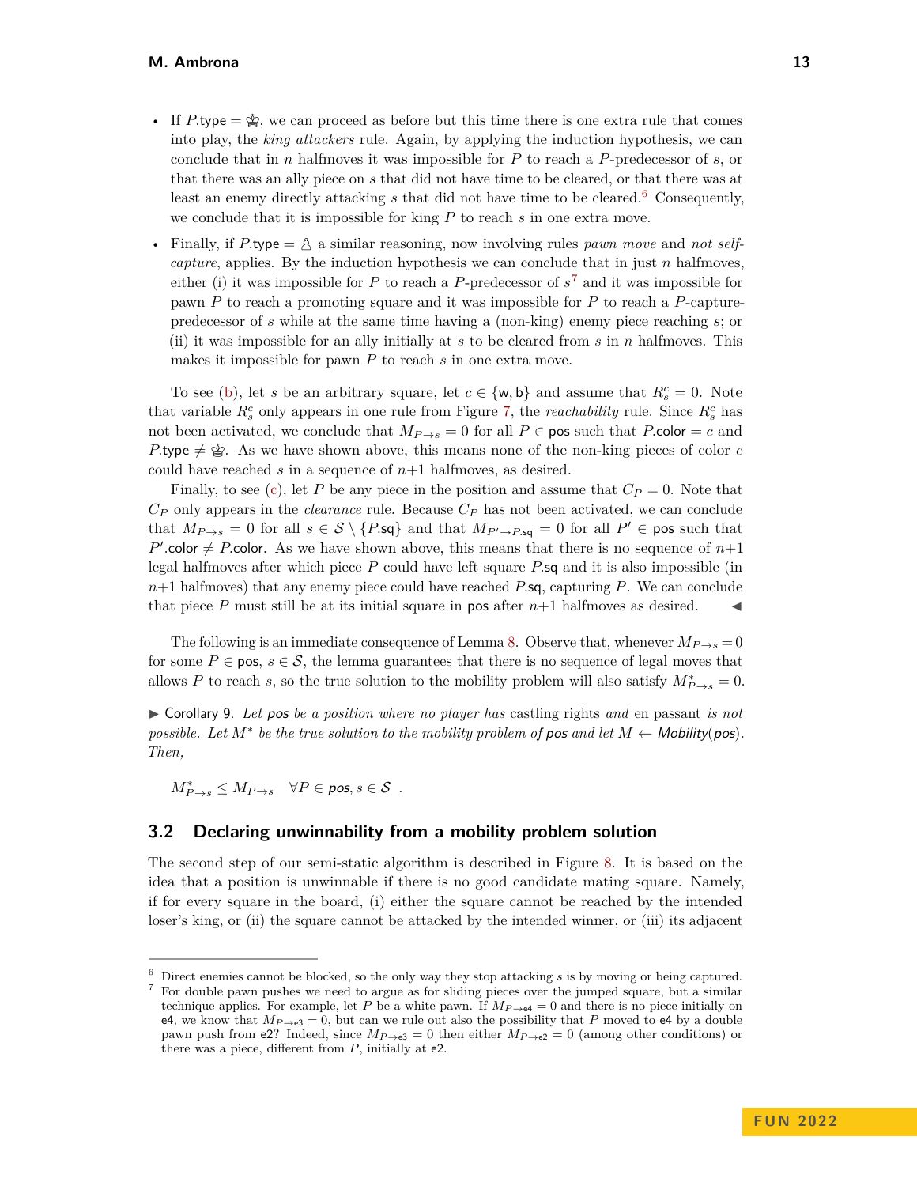- If $P$.type = ♔, we can proceed as before but this time there is one extra rule that comes into play, the *king attackers* rule. Again, by applying the induction hypothesis, we can conclude that in $n$ halfmoves it was impossible for $P$ to reach a $P$-predecessor of $s$, or that there was an ally piece on $s$ that did not have time to be cleared, or that there was at least an enemy directly attacking $s$ that did not have time to be cleared.[6] Consequently, we conclude that it is impossible for king $P$ to reach $s$ in one extra move.
- Finally, if $P$.type = ♙ a similar reasoning, now involving rules *pawn move* and *not self-capture*, applies. By the induction hypothesis we can conclude that in just $n$ halfmoves, either (i) it was impossible for $P$ to reach a $P$-predecessor of $s$[7] and it was impossible for pawn $P$ to reach a promoting square and it was impossible for $P$ to reach a $P$-capture-predecessor of $s$ while at the same time having a (non-king) enemy piece reaching $s$; or (ii) it was impossible for an ally initially at $s$ to be cleared from $s$ in $n$ halfmoves. This makes it impossible for pawn $P$ to reach $s$ in one extra move.

To see (b), let $s$ be an arbitrary square, let $c \in \{\mathsf{w}, \mathsf{b}\}$ and assume that $R^c_s = 0$. Note that variable $R^c_s$ only appears in one rule from Figure 7, the *reachability* rule. Since $R^c_s$ has not been activated, we conclude that $M_{P \to s} = 0$ for all $P \in \mathsf{pos}$ such that $P$.color $= c$ and $P$.type $\neq$ ♔. As we have shown above, this means none of the non-king pieces of color $c$ could have reached $s$ in a sequence of $n{+}1$ halfmoves, as desired.

Finally, to see (c), let $P$ be any piece in the position and assume that $C_P = 0$. Note that $C_P$ only appears in the *clearance* rule. Because $C_P$ has not been activated, we can conclude that $M_{P \to s} = 0$ for all $s \in \mathcal{S} \setminus \{P.\mathsf{sq}\}$ and that $M_{P' \to P.\mathsf{sq}} = 0$ for all $P' \in \mathsf{pos}$ such that $P'$.color $\neq P$.color. As we have shown above, this means that there is no sequence of $n{+}1$ legal halfmoves after which piece $P$ could have left square $P$.sq and it is also impossible (in $n{+}1$ halfmoves) that any enemy piece could have reached $P$.sq, capturing $P$. We can conclude that piece $P$ must still be at its initial square in pos after $n{+}1$ halfmoves as desired. ◀

The following is an immediate consequence of Lemma 8. Observe that, whenever $M_{P \to s} = 0$ for some $P \in \mathsf{pos}$, $s \in \mathcal{S}$, the lemma guarantees that there is no sequence of legal moves that allows $P$ to reach $s$, so the true solution to the mobility problem will also satisfy $M^*_{P \to s} = 0$.

▶ Corollary 9. *Let pos be a position where no player has* castling rights *and* en passant *is not possible. Let $M^*$ be the true solution to the mobility problem of pos and let $M \leftarrow$ Mobility(pos). Then,*

$$M^*_{P \to s} \leq M_{P \to s} \quad \forall P \in \mathsf{pos}, s \in \mathcal{S} \enspace .$$

## 3.2 Declaring unwinnability from a mobility problem solution

The second step of our semi-static algorithm is described in Figure 8. It is based on the idea that a position is unwinnable if there is no good candidate mating square. Namely, if for every square in the board, (i) either the square cannot be reached by the intended loser's king, or (ii) the square cannot be attacked by the intended winner, or (iii) its adjacent

[6] Direct enemies cannot be blocked, so the only way they stop attacking $s$ is by moving or being captured.

[7] For double pawn pushes we need to argue as for sliding pieces over the jumped square, but a similar technique applies. For example, let $P$ be a white pawn. If $M_{P \to \mathsf{e4}} = 0$ and there is no piece initially on e4, we know that $M_{P \to \mathsf{e3}} = 0$, but can we rule out also the possibility that $P$ moved to e4 by a double pawn push from e2? Indeed, since $M_{P \to \mathsf{e3}} = 0$ then either $M_{P \to \mathsf{e2}} = 0$ (among other conditions) or there was a piece, different from $P$, initially at e2.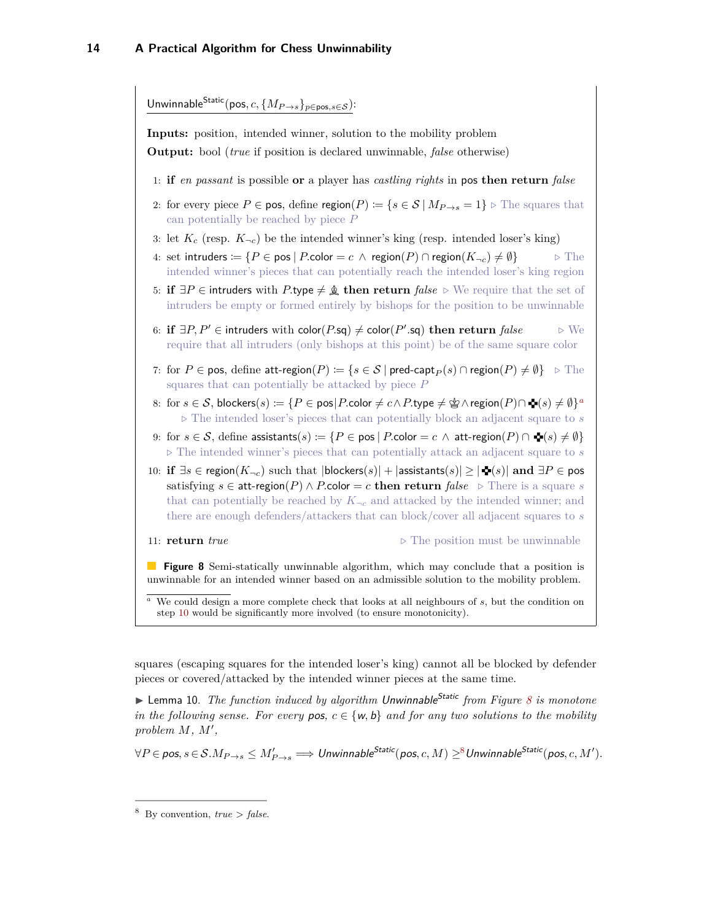$\mathsf{Unwinnable}^{\mathsf{Static}}(\mathsf{pos}, c, \{M_{P\to s}\}_{p\in\mathsf{pos}, s\in\mathcal{S}})$:

**Inputs:** position, intended winner, solution to the mobility problem
**Output:** bool (*true* if position is declared unwinnable, *false* otherwise)

1: **if** *en passant* is possible **or** a player has *castling rights* in pos **then return** *false*

2: for every piece $P \in \mathsf{pos}$, define $\mathsf{region}(P) \coloneqq \{s \in \mathcal{S} \mid M_{P\to s} = 1\}$ ▷ The squares that can potentially be reached by piece $P$

3: let $K_c$ (resp. $K_{\neg c}$) be the intended winner's king (resp. intended loser's king)

4: set $\mathsf{intruders} \coloneqq \{P \in \mathsf{pos} \mid P.\mathsf{color} = c \;\wedge\; \mathsf{region}(P) \cap \mathsf{region}(K_{\neg c}) \neq \emptyset\}$ ▷ The intended winner's pieces that can potentially reach the intended loser's king region

5: **if** $\exists P \in \mathsf{intruders}$ with $P.\mathsf{type} \neq$ ♝ **then return** *false* ▷ We require that the set of intruders be empty or formed entirely by bishops for the position to be unwinnable

6: **if** $\exists P, P' \in \mathsf{intruders}$ with $\mathsf{color}(P.\mathsf{sq}) \neq \mathsf{color}(P'.\mathsf{sq})$ **then return** *false* ▷ We require that all intruders (only bishops at this point) be of the same square color

7: for $P \in \mathsf{pos}$, define $\mathsf{att\text{-}region}(P) \coloneqq \{s \in \mathcal{S} \mid \mathsf{pred\text{-}capt}_P(s) \cap \mathsf{region}(P) \neq \emptyset\}$ ▷ The squares that can potentially be attacked by piece $P$

8: for $s \in \mathcal{S}$, $\mathsf{blockers}(s) \coloneqq \{P \in \mathsf{pos} | P.\mathsf{color} \neq c \wedge P.\mathsf{type} \neq$ ♚ $\wedge\, \mathsf{region}(P) \cap$ ✥$(s) \neq \emptyset\}$[a] ▷ The intended loser's pieces that can potentially block an adjacent square to $s$

9: for $s \in \mathcal{S}$, define $\mathsf{assistants}(s) \coloneqq \{P \in \mathsf{pos} \mid P.\mathsf{color} = c \;\wedge\; \mathsf{att\text{-}region}(P) \cap$ ✥$(s) \neq \emptyset\}$ ▷ The intended winner's pieces that can potentially attack an adjacent square to $s$

10: **if** $\exists s \in \mathsf{region}(K_{\neg c})$ such that $|\mathsf{blockers}(s)| + |\mathsf{assistants}(s)| \geq |$✥$(s)|$ **and** $\exists P \in \mathsf{pos}$ satisfying $s \in \mathsf{att\text{-}region}(P) \wedge P.\mathsf{color} = c$ **then return** *false* ▷ There is a square $s$ that can potentially be reached by $K_{\neg c}$ and attacked by the intended winner; and there are enough defenders/attackers that can block/cover all adjacent squares to $s$

11: **return** *true* ▷ The position must be unwinnable

**Figure 8** Semi-statically unwinnable algorithm, which may conclude that a position is unwinnable for an intended winner based on an admissible solution to the mobility problem.

[a] We could design a more complete check that looks at all neighbours of $s$, but the condition on step 10 would be significantly more involved (to ensure monotonicity).

squares (escaping squares for the intended loser's king) cannot all be blocked by defender pieces or covered/attacked by the intended winner pieces at the same time.

► Lemma 10. *The function induced by algorithm* $\mathsf{Unwinnable}^{\mathsf{Static}}$ *from Figure 8 is monotone in the following sense. For every* pos, $c \in \{\mathsf{w}, \mathsf{b}\}$ *and for any two solutions to the mobility problem* $M$, $M'$,

$$\forall P \in \mathsf{pos}, s \in \mathcal{S}. M_{P\to s} \leq M'_{P\to s} \implies \mathsf{Unwinnable}^{\mathsf{Static}}(\mathsf{pos}, c, M) \geq^{8} \mathsf{Unwinnable}^{\mathsf{Static}}(\mathsf{pos}, c, M').$$

[8] By convention, *true* > *false*.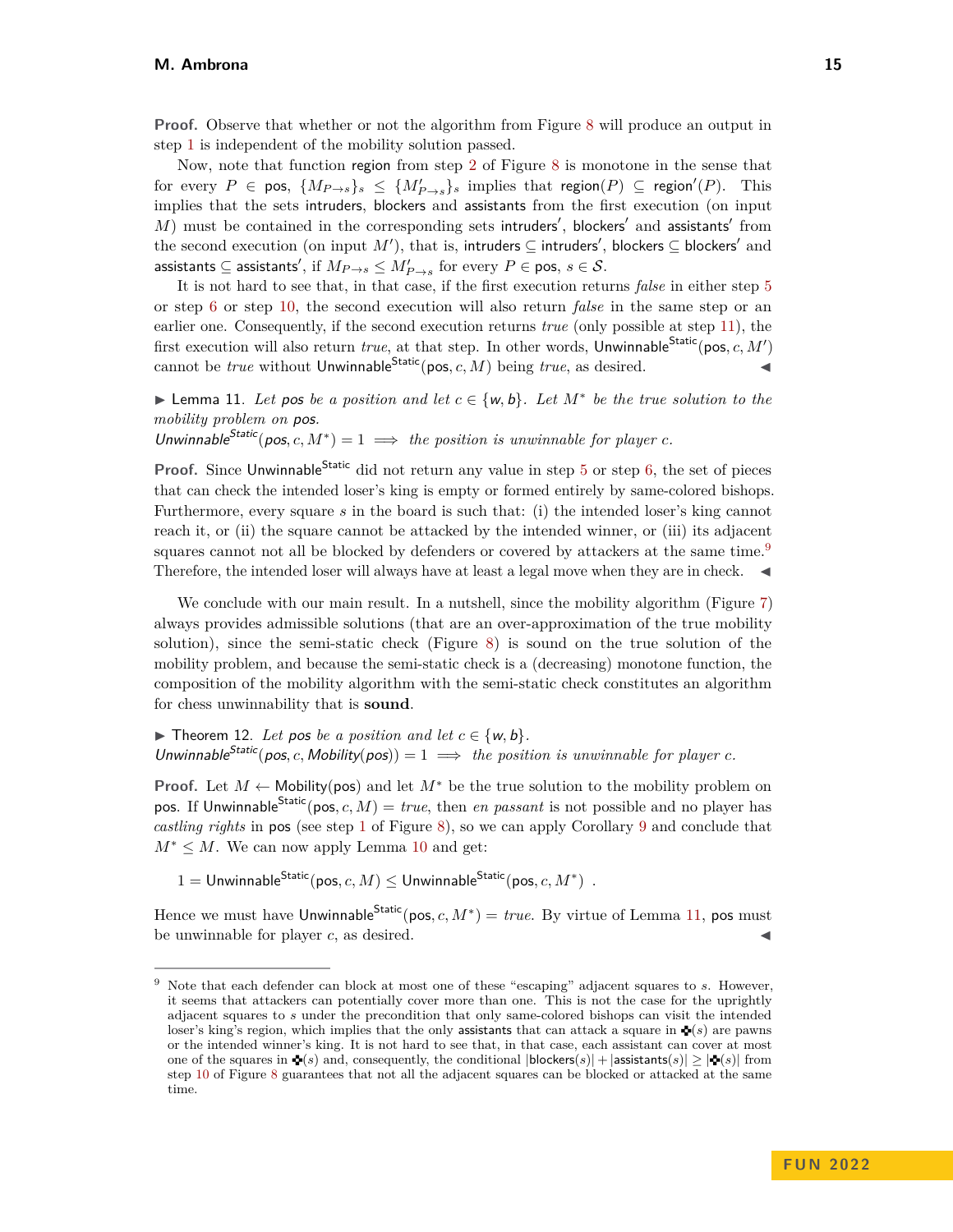**Proof.** Observe that whether or not the algorithm from Figure 8 will produce an output in step 1 is independent of the mobility solution passed.

Now, note that function region from step 2 of Figure 8 is monotone in the sense that for every $P \in \mathsf{pos}$, $\{M_{P\to s}\}_s \leq \{M'_{P\to s}\}_s$ implies that $\mathsf{region}(P) \subseteq \mathsf{region}'(P)$. This implies that the sets intruders, blockers and assistants from the first execution (on input $M$) must be contained in the corresponding sets intruders′, blockers′ and assistants′ from the second execution (on input $M'$), that is, $\mathsf{intruders} \subseteq \mathsf{intruders}'$, $\mathsf{blockers} \subseteq \mathsf{blockers}'$ and $\mathsf{assistants} \subseteq \mathsf{assistants}'$, if $M_{P\to s} \leq M'_{P\to s}$ for every $P \in \mathsf{pos}$, $s \in \mathcal{S}$.

It is not hard to see that, in that case, if the first execution returns *false* in either step 5 or step 6 or step 10, the second execution will also return *false* in the same step or an earlier one. Consequently, if the second execution returns *true* (only possible at step 11), the first execution will also return *true*, at that step. In other words, $\mathsf{Unwinnable}^{\mathsf{Static}}(\mathsf{pos}, c, M')$ cannot be *true* without $\mathsf{Unwinnable}^{\mathsf{Static}}(\mathsf{pos}, c, M)$ being *true*, as desired. ◀

▶ Lemma 11. *Let pos be a position and let* $c \in \{w, b\}$. *Let* $M^*$ *be the true solution to the mobility problem on pos.*
$\mathsf{Unwinnable}^{\mathsf{Static}}(\mathsf{pos}, c, M^*) = 1 \implies$ *the position is unwinnable for player* $c$.

**Proof.** Since $\mathsf{Unwinnable}^{\mathsf{Static}}$ did not return any value in step 5 or step 6, the set of pieces that can check the intended loser's king is empty or formed entirely by same-colored bishops. Furthermore, every square $s$ in the board is such that: (i) the intended loser's king cannot reach it, or (ii) the square cannot be attacked by the intended winner, or (iii) its adjacent squares cannot not all be blocked by defenders or covered by attackers at the same time.[9] Therefore, the intended loser will always have at least a legal move when they are in check. ◀

We conclude with our main result. In a nutshell, since the mobility algorithm (Figure 7) always provides admissible solutions (that are an over-approximation of the true mobility solution), since the semi-static check (Figure 8) is sound on the true solution of the mobility problem, and because the semi-static check is a (decreasing) monotone function, the composition of the mobility algorithm with the semi-static check constitutes an algorithm for chess unwinnability that is **sound**.

▶ Theorem 12. *Let pos be a position and let* $c \in \{w, b\}$.
$\mathsf{Unwinnable}^{\mathsf{Static}}(\mathsf{pos}, c, \mathsf{Mobility}(\mathsf{pos})) = 1 \implies$ *the position is unwinnable for player* $c$.

**Proof.** Let $M \leftarrow \mathsf{Mobility}(\mathsf{pos})$ and let $M^*$ be the true solution to the mobility problem on pos. If $\mathsf{Unwinnable}^{\mathsf{Static}}(\mathsf{pos}, c, M) = \mathit{true}$, then *en passant* is not possible and no player has *castling rights* in pos (see step 1 of Figure 8), so we can apply Corollary 9 and conclude that $M^* \leq M$. We can now apply Lemma 10 and get:

$$1 = \mathsf{Unwinnable}^{\mathsf{Static}}(\mathsf{pos}, c, M) \leq \mathsf{Unwinnable}^{\mathsf{Static}}(\mathsf{pos}, c, M^*) \ .$$

Hence we must have $\mathsf{Unwinnable}^{\mathsf{Static}}(\mathsf{pos}, c, M^*) = \mathit{true}$. By virtue of Lemma 11, pos must be unwinnable for player $c$, as desired. ◀

---

[9] Note that each defender can block at most one of these "escaping" adjacent squares to $s$. However, it seems that attackers can potentially cover more than one. This is not the case for the uprightly adjacent squares to $s$ under the precondition that only same-colored bishops can visit the intended loser's king's region, which implies that the only assistants that can attack a square in ✜$(s)$ are pawns or the intended winner's king. It is not hard to see that, in that case, each assistant can cover at most one of the squares in ✜$(s)$ and, consequently, the conditional $|\mathsf{blockers}(s)| + |\mathsf{assistants}(s)| \geq |$✜$(s)|$ from step 10 of Figure 8 guarantees that not all the adjacent squares can be blocked or attacked at the same time.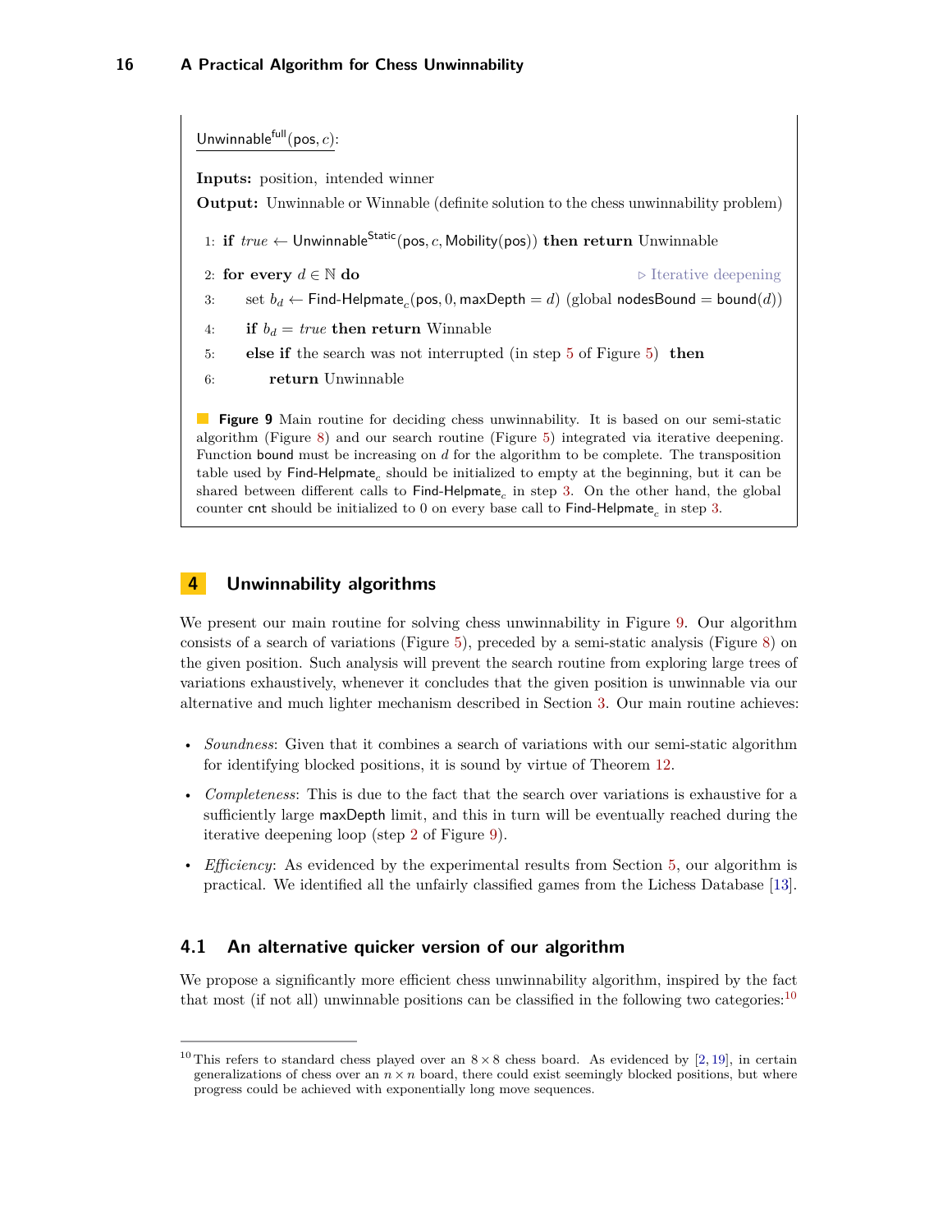$\underline{\mathsf{Unwinnable}^{\mathsf{full}}(\mathsf{pos}, c)}$:

**Inputs:** position, intended winner

**Output:** Unwinnable or Winnable (definite solution to the chess unwinnability problem)

1: **if** *true* $\leftarrow$ $\mathsf{Unwinnable}^{\mathsf{Static}}(\mathsf{pos}, c, \mathsf{Mobility}(\mathsf{pos}))$ **then return** Unwinnable

2: **for every** $d \in \mathbb{N}$ **do** ▷ Iterative deepening

3: set $b_d \leftarrow \mathsf{Find\text{-}Helpmate}_c(\mathsf{pos}, 0, \mathsf{maxDepth} = d)$ (global $\mathsf{nodesBound} = \mathsf{bound}(d)$)

4: **if** $b_d = \mathit{true}$ **then return** Winnable

5: **else if** the search was not interrupted (in step 5 of Figure 5) **then**

6: **return** Unwinnable

**Figure 9** Main routine for deciding chess unwinnability. It is based on our semi-static algorithm (Figure 8) and our search routine (Figure 5) integrated via iterative deepening. Function bound must be increasing on $d$ for the algorithm to be complete. The transposition table used by $\mathsf{Find\text{-}Helpmate}_c$ should be initialized to empty at the beginning, but it can be shared between different calls to $\mathsf{Find\text{-}Helpmate}_c$ in step 3. On the other hand, the global counter cnt should be initialized to 0 on every base call to $\mathsf{Find\text{-}Helpmate}_c$ in step 3.

## 4 Unwinnability algorithms

We present our main routine for solving chess unwinnability in Figure 9. Our algorithm consists of a search of variations (Figure 5), preceded by a semi-static analysis (Figure 8) on the given position. Such analysis will prevent the search routine from exploring large trees of variations exhaustively, whenever it concludes that the given position is unwinnable via our alternative and much lighter mechanism described in Section 3. Our main routine achieves:

- *Soundness*: Given that it combines a search of variations with our semi-static algorithm for identifying blocked positions, it is sound by virtue of Theorem 12.
- *Completeness*: This is due to the fact that the search over variations is exhaustive for a sufficiently large maxDepth limit, and this in turn will be eventually reached during the iterative deepening loop (step 2 of Figure 9).
- *Efficiency*: As evidenced by the experimental results from Section 5, our algorithm is practical. We identified all the unfairly classified games from the Lichess Database [13].

### 4.1 An alternative quicker version of our algorithm

We propose a significantly more efficient chess unwinnability algorithm, inspired by the fact that most (if not all) unwinnable positions can be classified in the following two categories:[10]

[10] This refers to standard chess played over an $8 \times 8$ chess board. As evidenced by [2, 19], in certain generalizations of chess over an $n \times n$ board, there could exist seemingly blocked positions, but where progress could be achieved with exponentially long move sequences.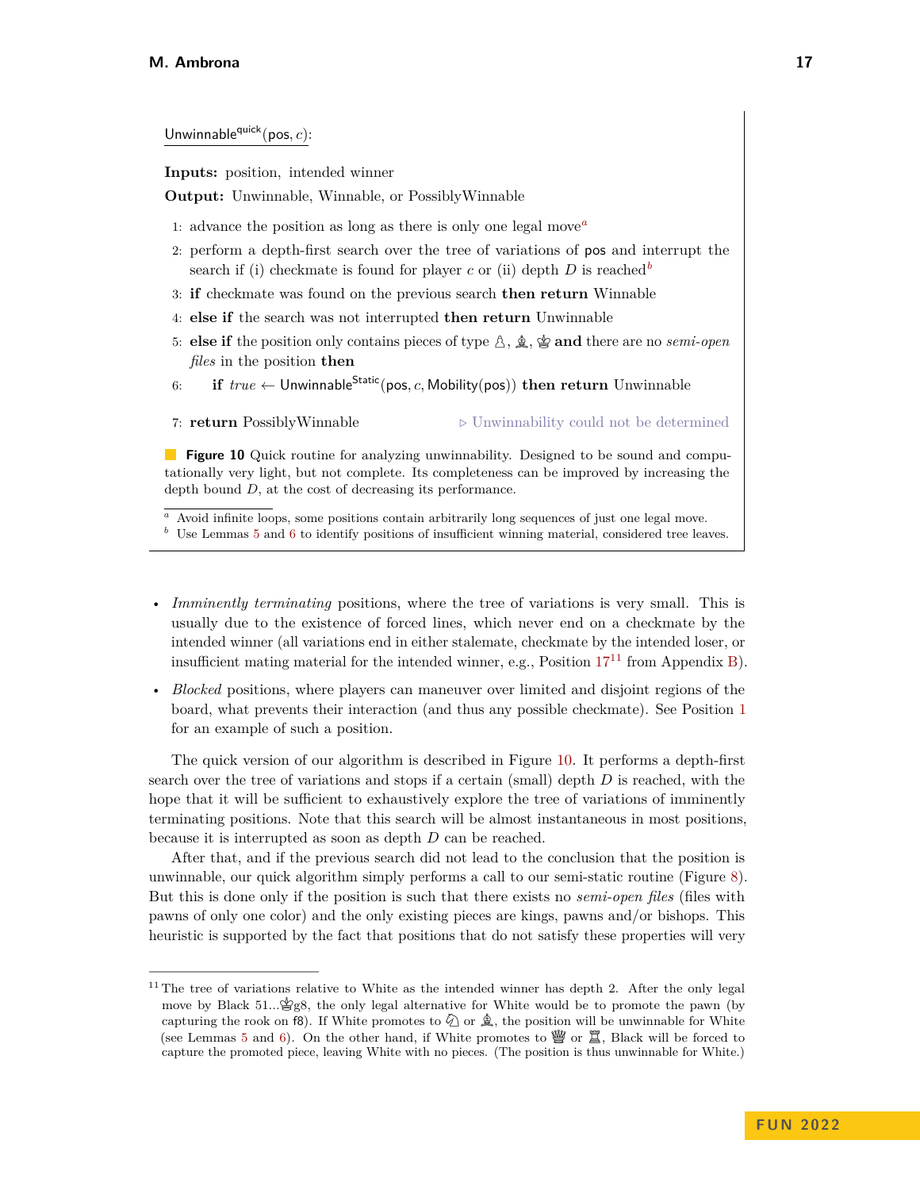Unwinnable$^{\text{quick}}$(pos, $c$):

**Inputs:** position, intended winner

**Output:** Unwinnable, Winnable, or PossiblyWinnable

1: advance the position as long as there is only one legal move[a]

2: perform a depth-first search over the tree of variations of pos and interrupt the search if (i) checkmate is found for player $c$ or (ii) depth $D$ is reached[b]

3: **if** checkmate was found on the previous search **then return** Winnable

4: **else if** the search was not interrupted **then return** Unwinnable

5: **else if** the position only contains pieces of type ♙, ♗, ♔ **and** there are no *semi-open files* in the position **then**

6: **if** *true* ← Unwinnable$^{\text{Static}}$(pos, $c$, Mobility(pos)) **then return** Unwinnable

7: **return** PossiblyWinnable ▷ Unwinnability could not be determined

**Figure 10** Quick routine for analyzing unwinnability. Designed to be sound and computationally very light, but not complete. Its completeness can be improved by increasing the depth bound $D$, at the cost of decreasing its performance.

[a] Avoid infinite loops, some positions contain arbitrarily long sequences of just one legal move.
[b] Use Lemmas 5 and 6 to identify positions of insufficient winning material, considered tree leaves.

- *Imminently terminating* positions, where the tree of variations is very small. This is usually due to the existence of forced lines, which never end on a checkmate by the intended winner (all variations end in either stalemate, checkmate by the intended loser, or insufficient mating material for the intended winner, e.g., Position 17[11] from Appendix B).
- *Blocked* positions, where players can maneuver over limited and disjoint regions of the board, what prevents their interaction (and thus any possible checkmate). See Position 1 for an example of such a position.

The quick version of our algorithm is described in Figure 10. It performs a depth-first search over the tree of variations and stops if a certain (small) depth $D$ is reached, with the hope that it will be sufficient to exhaustively explore the tree of variations of imminently terminating positions. Note that this search will be almost instantaneous in most positions, because it is interrupted as soon as depth $D$ can be reached.

After that, and if the previous search did not lead to the conclusion that the position is unwinnable, our quick algorithm simply performs a call to our semi-static routine (Figure 8). But this is done only if the position is such that there exists no *semi-open files* (files with pawns of only one color) and the only existing pieces are kings, pawns and/or bishops. This heuristic is supported by the fact that positions that do not satisfy these properties will very

[11] The tree of variations relative to White as the intended winner has depth 2. After the only legal move by Black 51...♔g8, the only legal alternative for White would be to promote the pawn (by capturing the rook on f8). If White promotes to ♘ or ♗, the position will be unwinnable for White (see Lemmas 5 and 6). On the other hand, if White promotes to ♕ or ♖, Black will be forced to capture the promoted piece, leaving White with no pieces. (The position is thus unwinnable for White.)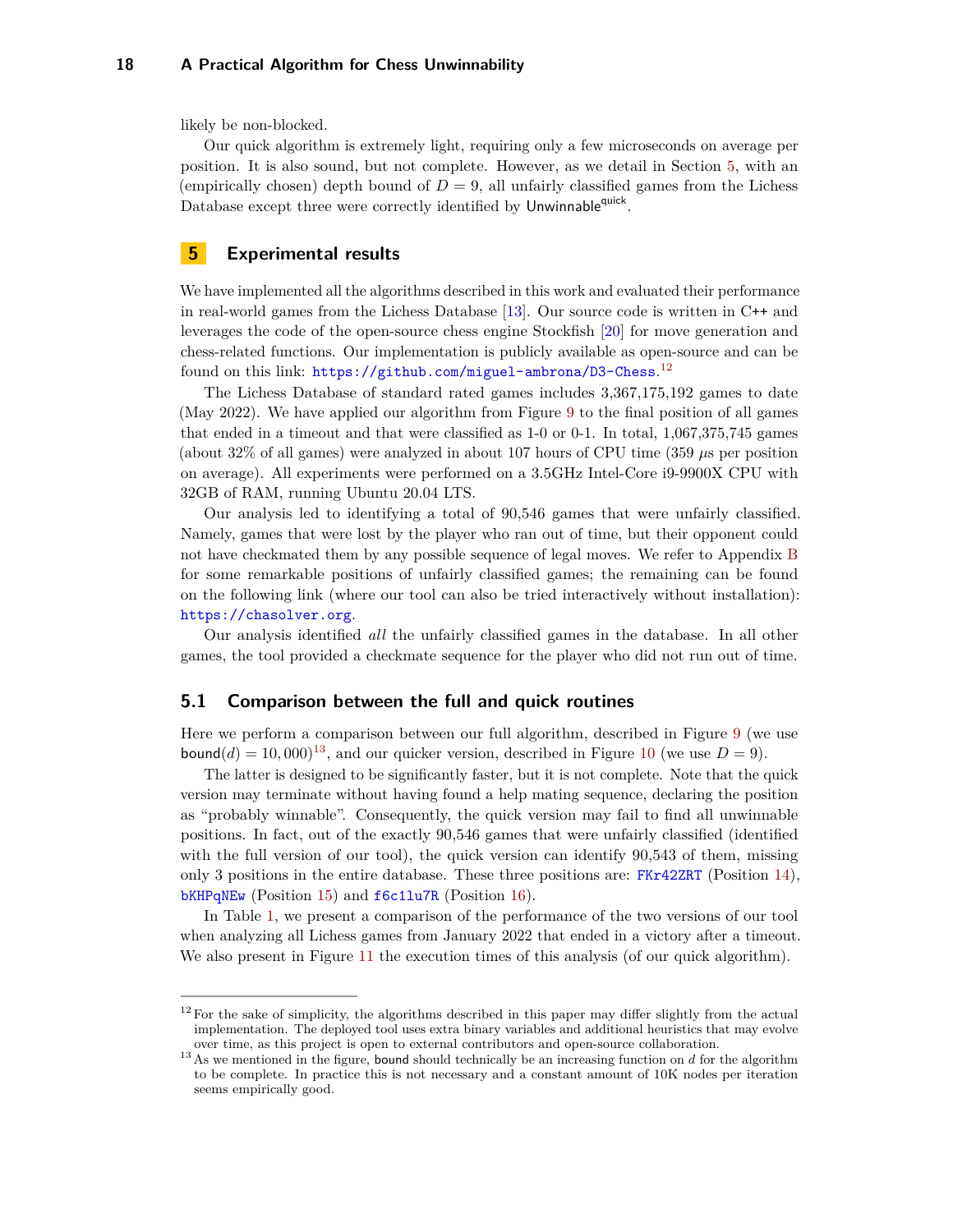likely be non-blocked.

Our quick algorithm is extremely light, requiring only a few microseconds on average per position. It is also sound, but not complete. However, as we detail in Section 5, with an (empirically chosen) depth bound of $D = 9$, all unfairly classified games from the Lichess Database except three were correctly identified by $\mathsf{Unwinnable}^{\mathsf{quick}}$.

## 5 Experimental results

We have implemented all the algorithms described in this work and evaluated their performance in real-world games from the Lichess Database [13]. Our source code is written in C++ and leverages the code of the open-source chess engine Stockfish [20] for move generation and chess-related functions. Our implementation is publicly available as open-source and can be found on this link: https://github.com/miguel-ambrona/D3-Chess.[12]

The Lichess Database of standard rated games includes 3,367,175,192 games to date (May 2022). We have applied our algorithm from Figure 9 to the final position of all games that ended in a timeout and that were classified as 1-0 or 0-1. In total, 1,067,375,745 games (about 32% of all games) were analyzed in about 107 hours of CPU time (359 $\mu$s per position on average). All experiments were performed on a 3.5GHz Intel-Core i9-9900X CPU with 32GB of RAM, running Ubuntu 20.04 LTS.

Our analysis led to identifying a total of 90,546 games that were unfairly classified. Namely, games that were lost by the player who ran out of time, but their opponent could not have checkmated them by any possible sequence of legal moves. We refer to Appendix B for some remarkable positions of unfairly classified games; the remaining can be found on the following link (where our tool can also be tried interactively without installation): https://chasolver.org.

Our analysis identified *all* the unfairly classified games in the database. In all other games, the tool provided a checkmate sequence for the player who did not run out of time.

### 5.1 Comparison between the full and quick routines

Here we perform a comparison between our full algorithm, described in Figure 9 (we use $\mathsf{bound}(d) = 10,000$)[13], and our quicker version, described in Figure 10 (we use $D = 9$).

The latter is designed to be significantly faster, but it is not complete. Note that the quick version may terminate without having found a help mating sequence, declaring the position as "probably winnable". Consequently, the quick version may fail to find all unwinnable positions. In fact, out of the exactly 90,546 games that were unfairly classified (identified with the full version of our tool), the quick version can identify 90,543 of them, missing only 3 positions in the entire database. These three positions are: FKr42ZRT (Position 14), bKHPqNEw (Position 15) and f6c1lu7R (Position 16).

In Table 1, we present a comparison of the performance of the two versions of our tool when analyzing all Lichess games from January 2022 that ended in a victory after a timeout. We also present in Figure 11 the execution times of this analysis (of our quick algorithm).

---

[12] For the sake of simplicity, the algorithms described in this paper may differ slightly from the actual implementation. The deployed tool uses extra binary variables and additional heuristics that may evolve over time, as this project is open to external contributors and open-source collaboration.

[13] As we mentioned in the figure, $\mathsf{bound}$ should technically be an increasing function on $d$ for the algorithm to be complete. In practice this is not necessary and a constant amount of 10K nodes per iteration seems empirically good.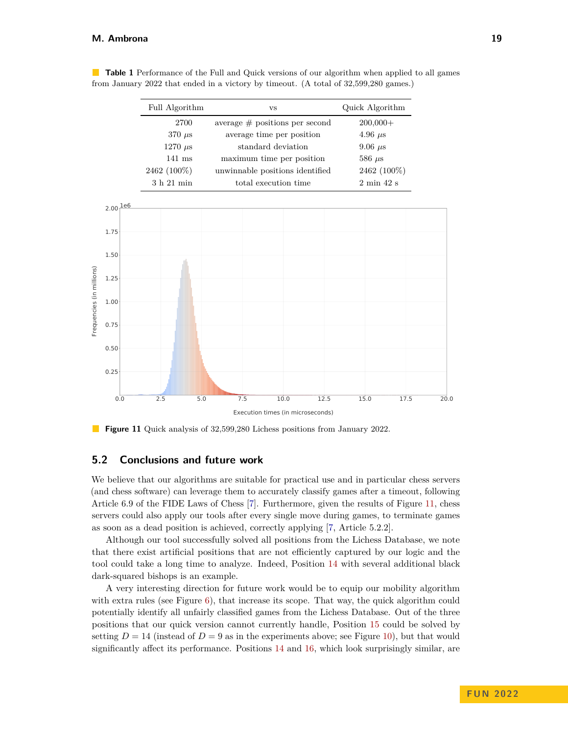**Table 1** Performance of the Full and Quick versions of our algorithm when applied to all games from January 2022 that ended in a victory by timeout. (A total of 32,599,280 games.)

| Full Algorithm | vs | Quick Algorithm |
|---|---|---|
| 2700 | average # positions per second | 200,000+ |
| 370 $\mu$s | average time per position | 4.96 $\mu$s |
| 1270 $\mu$s | standard deviation | 9.06 $\mu$s |
| 141 ms | maximum time per position | 586 $\mu$s |
| 2462 (100%) | unwinnable positions identified | 2462 (100%) |
| 3 h 21 min | total execution time | 2 min 42 s |

**Figure 11** Quick analysis of 32,599,280 Lichess positions from January 2022.

## 5.2 Conclusions and future work

We believe that our algorithms are suitable for practical use and in particular chess servers (and chess software) can leverage them to accurately classify games after a timeout, following Article 6.9 of the FIDE Laws of Chess [7]. Furthermore, given the results of Figure 11, chess servers could also apply our tools after every single move during games, to terminate games as soon as a dead position is achieved, correctly applying [7, Article 5.2.2].

Although our tool successfully solved all positions from the Lichess Database, we note that there exist artificial positions that are not efficiently captured by our logic and the tool could take a long time to analyze. Indeed, Position 14 with several additional black dark-squared bishops is an example.

A very interesting direction for future work would be to equip our mobility algorithm with extra rules (see Figure 6), that increase its scope. That way, the quick algorithm could potentially identify all unfairly classified games from the Lichess Database. Out of the three positions that our quick version cannot currently handle, Position 15 could be solved by setting $D = 14$ (instead of $D = 9$ as in the experiments above; see Figure 10), but that would significantly affect its performance. Positions 14 and 16, which look surprisingly similar, are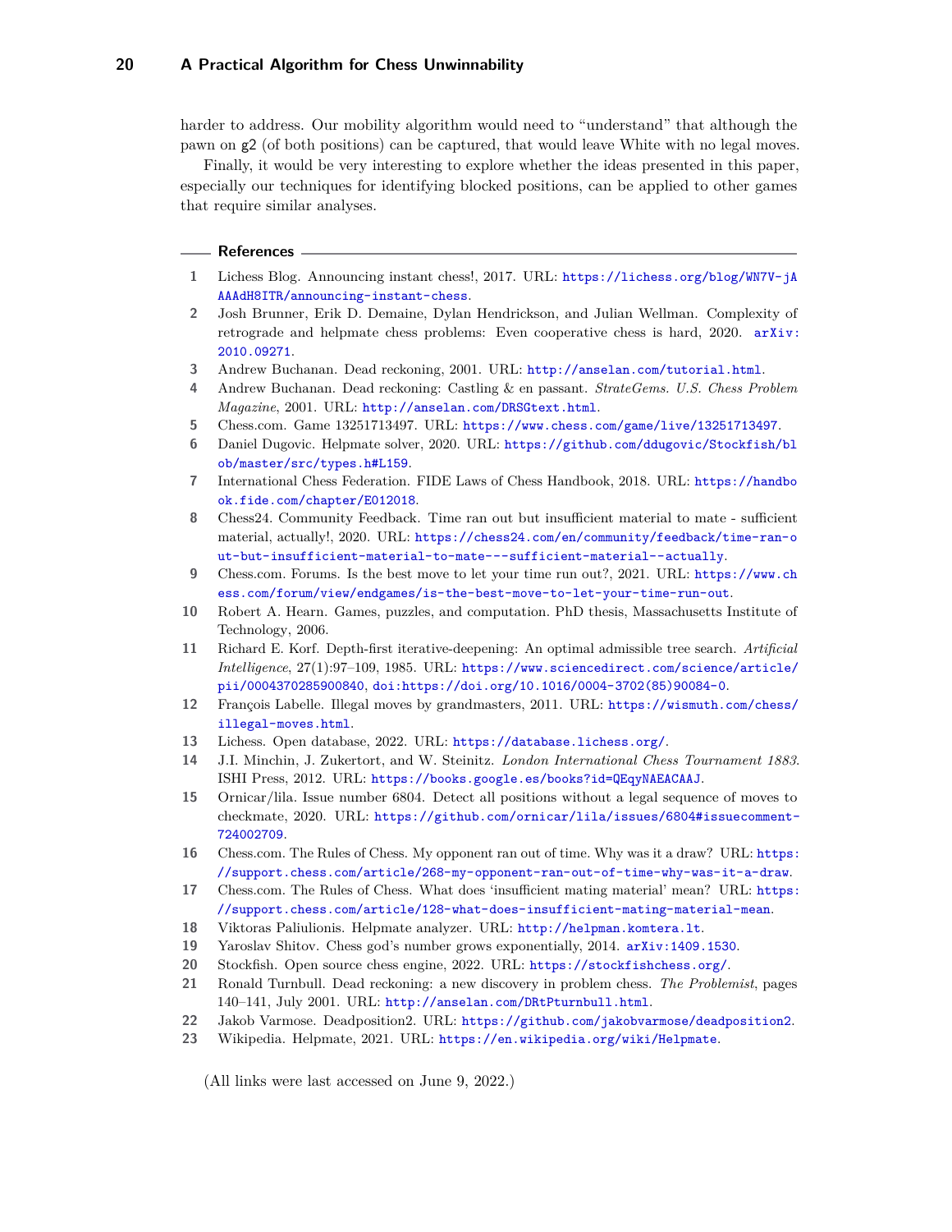harder to address. Our mobility algorithm would need to "understand" that although the pawn on g2 (of both positions) can be captured, that would leave White with no legal moves.

Finally, it would be very interesting to explore whether the ideas presented in this paper, especially our techniques for identifying blocked positions, can be applied to other games that require similar analyses.

## References

1. Lichess Blog. Announcing instant chess!, 2017. URL: https://lichess.org/blog/WN7V-jAAAAdH8ITR/announcing-instant-chess.
2. Josh Brunner, Erik D. Demaine, Dylan Hendrickson, and Julian Wellman. Complexity of retrograde and helpmate chess problems: Even cooperative chess is hard, 2020. arXiv:2010.09271.
3. Andrew Buchanan. Dead reckoning, 2001. URL: http://anselan.com/tutorial.html.
4. Andrew Buchanan. Dead reckoning: Castling & en passant. *StrateGems. U.S. Chess Problem Magazine*, 2001. URL: http://anselan.com/DRSGtext.html.
5. Chess.com. Game 13251713497. URL: https://www.chess.com/game/live/13251713497.
6. Daniel Dugovic. Helpmate solver, 2020. URL: https://github.com/ddugovic/Stockfish/blob/master/src/types.h#L159.
7. International Chess Federation. FIDE Laws of Chess Handbook, 2018. URL: https://handbook.fide.com/chapter/E012018.
8. Chess24. Community Feedback. Time ran out but insufficient material to mate - sufficient material, actually!, 2020. URL: https://chess24.com/en/community/feedback/time-ran-out-but-insufficient-material-to-mate---sufficient-material--actually.
9. Chess.com. Forums. Is the best move to let your time run out?, 2021. URL: https://www.chess.com/forum/view/endgames/is-the-best-move-to-let-your-time-run-out.
10. Robert A. Hearn. Games, puzzles, and computation. PhD thesis, Massachusetts Institute of Technology, 2006.
11. Richard E. Korf. Depth-first iterative-deepening: An optimal admissible tree search. *Artificial Intelligence*, 27(1):97–109, 1985. URL: https://www.sciencedirect.com/science/article/pii/0004370285900840, doi:https://doi.org/10.1016/0004-3702(85)90084-0.
12. François Labelle. Illegal moves by grandmasters, 2011. URL: https://wismuth.com/chess/illegal-moves.html.
13. Lichess. Open database, 2022. URL: https://database.lichess.org/.
14. J.I. Minchin, J. Zukertort, and W. Steinitz. *London International Chess Tournament 1883*. ISHI Press, 2012. URL: https://books.google.es/books?id=QEqyNAEACAAJ.
15. Ornicar/lila. Issue number 6804. Detect all positions without a legal sequence of moves to checkmate, 2020. URL: https://github.com/ornicar/lila/issues/6804#issuecomment-724002709.
16. Chess.com. The Rules of Chess. My opponent ran out of time. Why was it a draw? URL: https://support.chess.com/article/268-my-opponent-ran-out-of-time-why-was-it-a-draw.
17. Chess.com. The Rules of Chess. What does 'insufficient mating material' mean? URL: https://support.chess.com/article/128-what-does-insufficient-mating-material-mean.
18. Viktoras Paliulionis. Helpmate analyzer. URL: http://helpman.komtera.lt.
19. Yaroslav Shitov. Chess god's number grows exponentially, 2014. arXiv:1409.1530.
20. Stockfish. Open source chess engine, 2022. URL: https://stockfishchess.org/.
21. Ronald Turnbull. Dead reckoning: a new discovery in problem chess. *The Problemist*, pages 140–141, July 2001. URL: http://anselan.com/DRtPturnbull.html.
22. Jakob Varmose. Deadposition2. URL: https://github.com/jakobvarmose/deadposition2.
23. Wikipedia. Helpmate, 2021. URL: https://en.wikipedia.org/wiki/Helpmate.

(All links were last accessed on June 9, 2022.)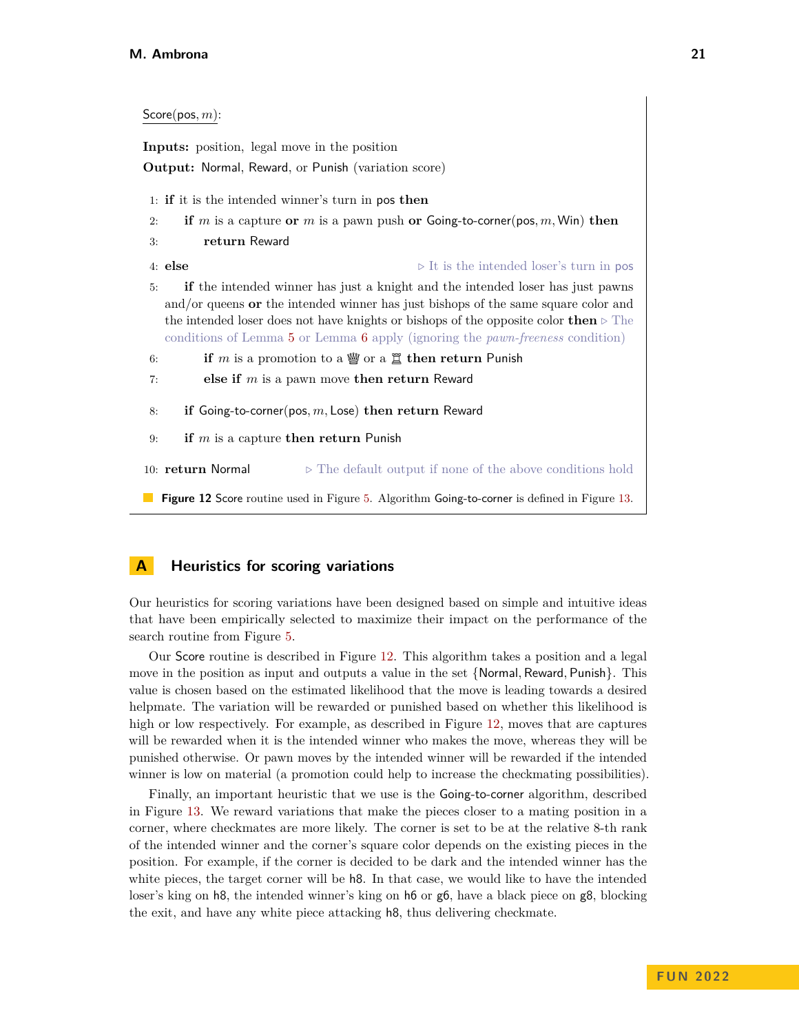```
Score(pos, m):

Inputs: position, legal move in the position
Output: Normal, Reward, or Punish (variation score)

 1: if it is the intended winner's turn in pos then
 2:     if m is a capture or m is a pawn push or Going-to-corner(pos, m, Win) then
 3:         return Reward
 4: else                                      ▷ It is the intended loser's turn in pos
 5:     if the intended winner has just a knight and the intended loser has just pawns
        and/or queens or the intended winner has just bishops of the same square color and
        the intended loser does not have knights or bishops of the opposite color then ▷ The
        conditions of Lemma 5 or Lemma 6 apply (ignoring the pawn-freeness condition)
 6:         if m is a promotion to a ♕ or a ♖ then return Punish
 7:         else if m is a pawn move then return Reward
 8:     if Going-to-corner(pos, m, Lose) then return Reward
 9:     if m is a capture then return Punish
10: return Normal             ▷ The default output if none of the above conditions hold
```

**Figure 12** Score routine used in Figure 5. Algorithm Going-to-corner is defined in Figure 13.

## A Heuristics for scoring variations

Our heuristics for scoring variations have been designed based on simple and intuitive ideas that have been empirically selected to maximize their impact on the performance of the search routine from Figure 5.

Our Score routine is described in Figure 12. This algorithm takes a position and a legal move in the position as input and outputs a value in the set {Normal, Reward, Punish}. This value is chosen based on the estimated likelihood that the move is leading towards a desired helpmate. The variation will be rewarded or punished based on whether this likelihood is high or low respectively. For example, as described in Figure 12, moves that are captures will be rewarded when it is the intended winner who makes the move, whereas they will be punished otherwise. Or pawn moves by the intended winner will be rewarded if the intended winner is low on material (a promotion could help to increase the checkmating possibilities).

Finally, an important heuristic that we use is the Going-to-corner algorithm, described in Figure 13. We reward variations that make the pieces closer to a mating position in a corner, where checkmates are more likely. The corner is set to be at the relative 8-th rank of the intended winner and the corner's square color depends on the existing pieces in the position. For example, if the corner is decided to be dark and the intended winner has the white pieces, the target corner will be h8. In that case, we would like to have the intended loser's king on h8, the intended winner's king on h6 or g6, have a black piece on g8, blocking the exit, and have any white piece attacking h8, thus delivering checkmate.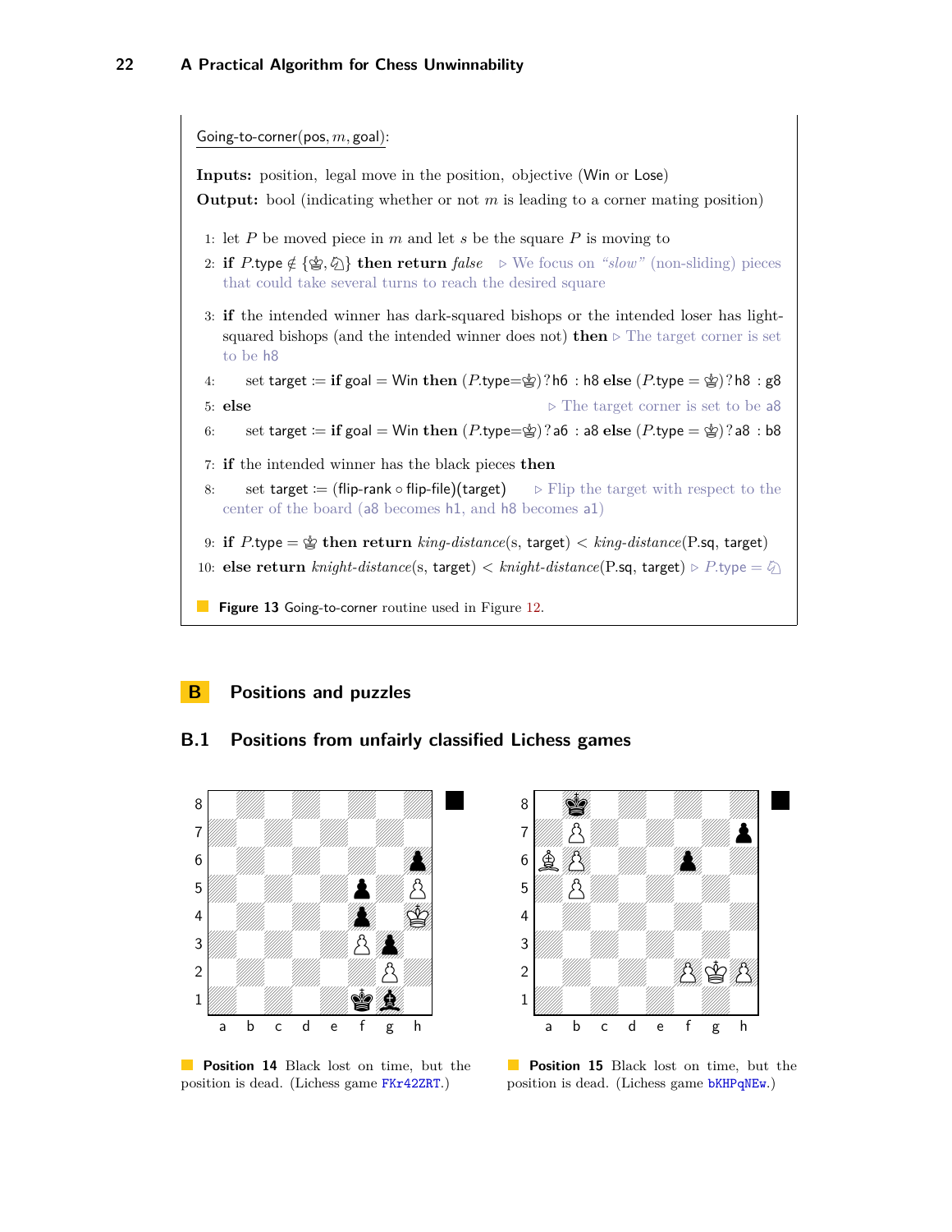Going-to-corner(pos, $m$, goal):

**Inputs:** position, legal move in the position, objective (Win or Lose)

**Output:** bool (indicating whether or not $m$ is leading to a corner mating position)

1: let $P$ be moved piece in $m$ and let $s$ be the square $P$ is moving to

2: **if** $P$.type $\notin$ {♔, ♘} **then return** *false* ▷ We focus on *"slow"* (non-sliding) pieces that could take several turns to reach the desired square

3: **if** the intended winner has dark-squared bishops or the intended loser has light-squared bishops (and the intended winner does not) **then** ▷ The target corner is set to be h8

4: set target := **if** goal = Win **then** ($P$.type=♔) ? h6 : h8 **else** ($P$.type = ♔) ? h8 : g8

5: **else** ▷ The target corner is set to be a8

6: set target := **if** goal = Win **then** ($P$.type=♔) ? a6 : a8 **else** ($P$.type = ♔) ? a8 : b8

7: **if** the intended winner has the black pieces **then**

8: set target := (flip-rank ∘ flip-file)(target) ▷ Flip the target with respect to the center of the board (a8 becomes h1, and h8 becomes a1)

9: **if** $P$.type = ♔ **then return** *king-distance*(s, target) < *king-distance*(P.sq, target)

10: **else return** *knight-distance*(s, target) < *knight-distance*(P.sq, target) ▷ $P$.type = ♘

**Figure 13** Going-to-corner routine used in Figure 12.

## B Positions and puzzles

### B.1 Positions from unfairly classified Lichess games

**Position 14** Black lost on time, but the position is dead. (Lichess game FKr42ZRT.)

**Position 15** Black lost on time, but the position is dead. (Lichess game bKHPqNEw.)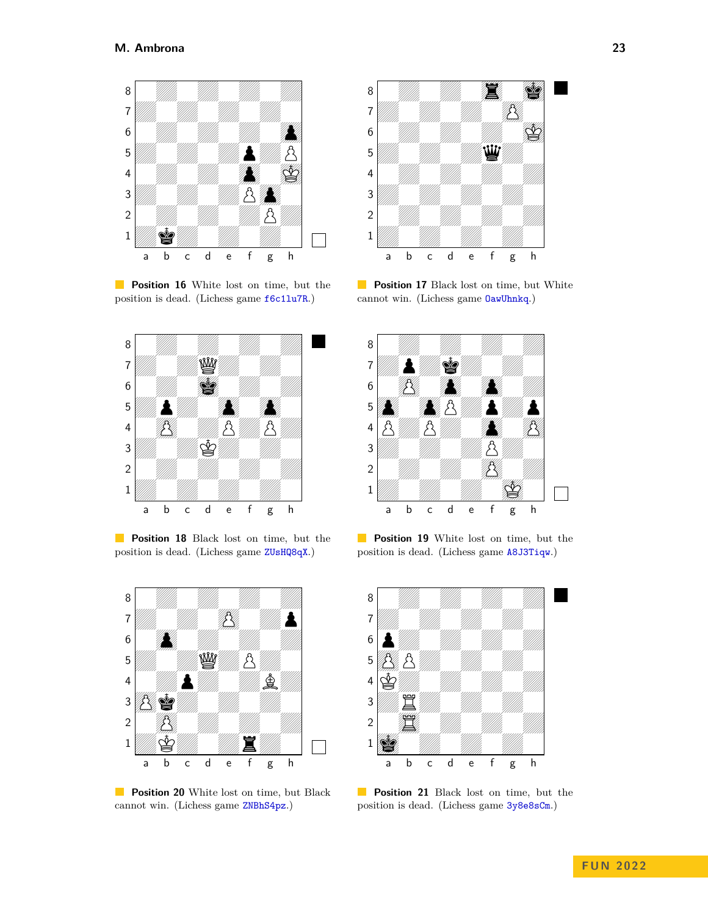**Position 16** White lost on time, but the position is dead. (Lichess game f6c1lu7R.)

**Position 17** Black lost on time, but White cannot win. (Lichess game OawUhnkq.)

**Position 18** Black lost on time, but the position is dead. (Lichess game ZUsHQ8qX.)

**Position 19** White lost on time, but the position is dead. (Lichess game A8J3Tiqw.)

**Position 20** White lost on time, but Black cannot win. (Lichess game ZNBhS4pz.)

**Position 21** Black lost on time, but the position is dead. (Lichess game 3y8e8sCm.)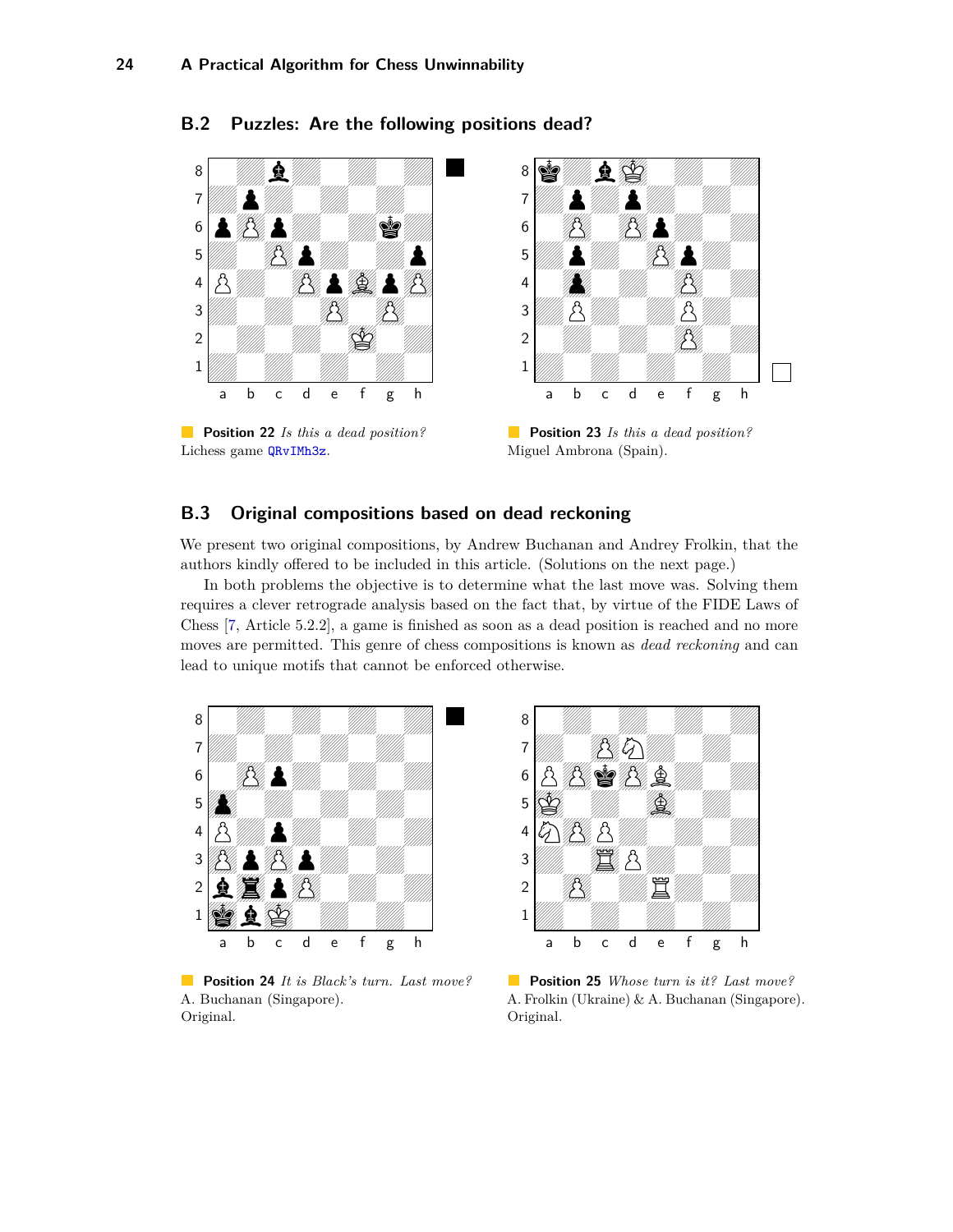## B.2 Puzzles: Are the following positions dead?

**Position 22** *Is this a dead position?* Lichess game QRvIMh3z.

**Position 23** *Is this a dead position?* Miguel Ambrona (Spain).

## B.3 Original compositions based on dead reckoning

We present two original compositions, by Andrew Buchanan and Andrey Frolkin, that the authors kindly offered to be included in this article. (Solutions on the next page.)

In both problems the objective is to determine what the last move was. Solving them requires a clever retrograde analysis based on the fact that, by virtue of the FIDE Laws of Chess [7, Article 5.2.2], a game is finished as soon as a dead position is reached and no more moves are permitted. This genre of chess compositions is known as *dead reckoning* and can lead to unique motifs that cannot be enforced otherwise.

**Position 24** *It is Black's turn. Last move?* A. Buchanan (Singapore). Original.

**Position 25** *Whose turn is it? Last move?* A. Frolkin (Ukraine) & A. Buchanan (Singapore). Original.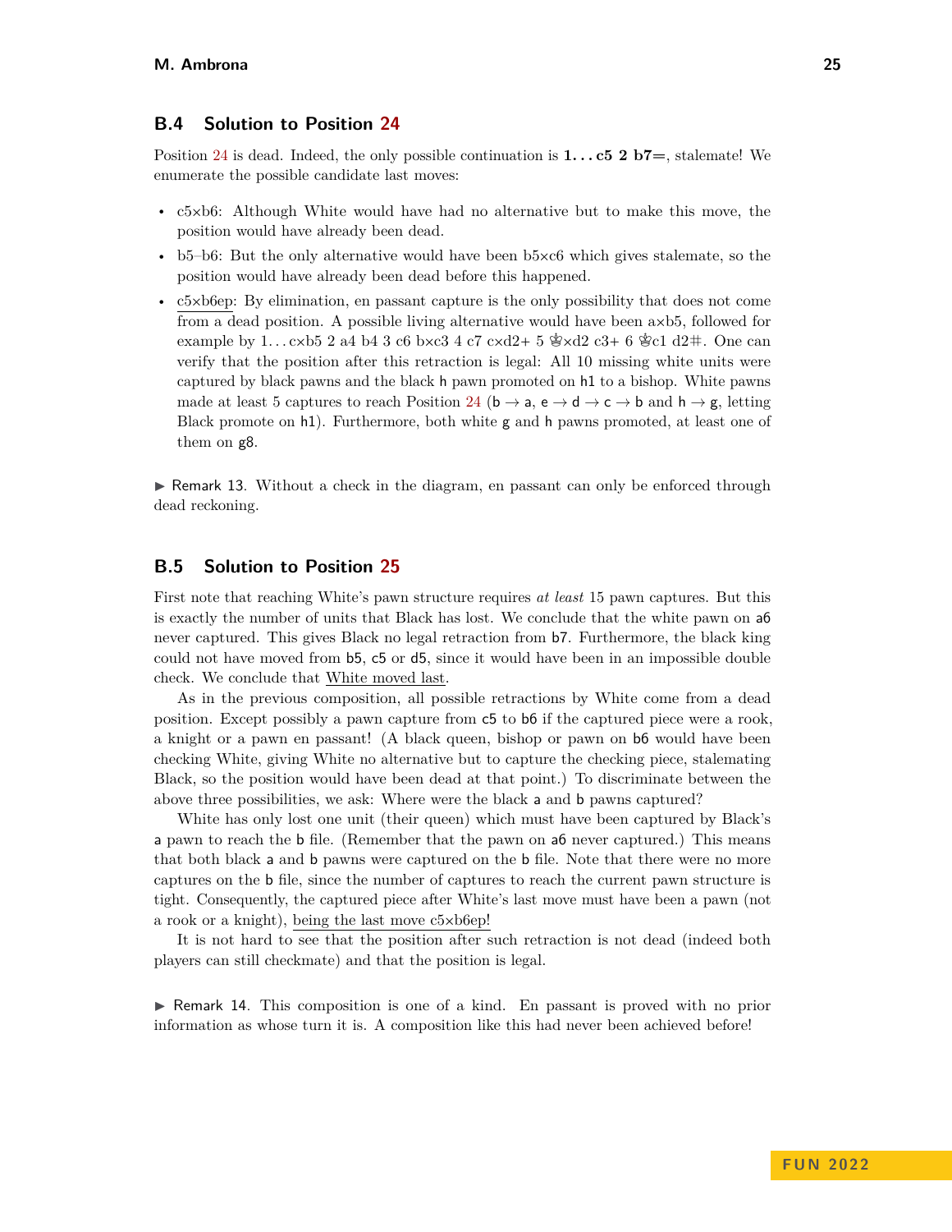## B.4 Solution to Position 24

Position 24 is dead. Indeed, the only possible continuation is **1... c5 2 b7=**, stalemate! We enumerate the possible candidate last moves:

- c5×b6: Although White would have had no alternative but to make this move, the position would have already been dead.
- b5–b6: But the only alternative would have been b5×c6 which gives stalemate, so the position would have already been dead before this happened.
- c5×b6ep: By elimination, en passant capture is the only possibility that does not come from a dead position. A possible living alternative would have been a×b5, followed for example by 1... c×b5 2 a4 b4 3 c6 b×c3 4 c7 c×d2+ 5 ♔×d2 c3+ 6 ♔c1 d2#. One can verify that the position after this retraction is legal: All 10 missing white units were captured by black pawns and the black h pawn promoted on h1 to a bishop. White pawns made at least 5 captures to reach Position 24 (b → a, e → d → c → b and h → g, letting Black promote on h1). Furthermore, both white g and h pawns promoted, at least one of them on g8.

▶ Remark 13. Without a check in the diagram, en passant can only be enforced through dead reckoning.

## B.5 Solution to Position 25

First note that reaching White's pawn structure requires *at least* 15 pawn captures. But this is exactly the number of units that Black has lost. We conclude that the white pawn on a6 never captured. This gives Black no legal retraction from b7. Furthermore, the black king could not have moved from b5, c5 or d5, since it would have been in an impossible double check. We conclude that White moved last.

As in the previous composition, all possible retractions by White come from a dead position. Except possibly a pawn capture from c5 to b6 if the captured piece were a rook, a knight or a pawn en passant! (A black queen, bishop or pawn on b6 would have been checking White, giving White no alternative but to capture the checking piece, stalemating Black, so the position would have been dead at that point.) To discriminate between the above three possibilities, we ask: Where were the black a and b pawns captured?

White has only lost one unit (their queen) which must have been captured by Black's a pawn to reach the b file. (Remember that the pawn on a6 never captured.) This means that both black a and b pawns were captured on the b file. Note that there were no more captures on the b file, since the number of captures to reach the current pawn structure is tight. Consequently, the captured piece after White's last move must have been a pawn (not a rook or a knight), being the last move c5×b6ep!

It is not hard to see that the position after such retraction is not dead (indeed both players can still checkmate) and that the position is legal.

▶ Remark 14. This composition is one of a kind. En passant is proved with no prior information as whose turn it is. A composition like this had never been achieved before!